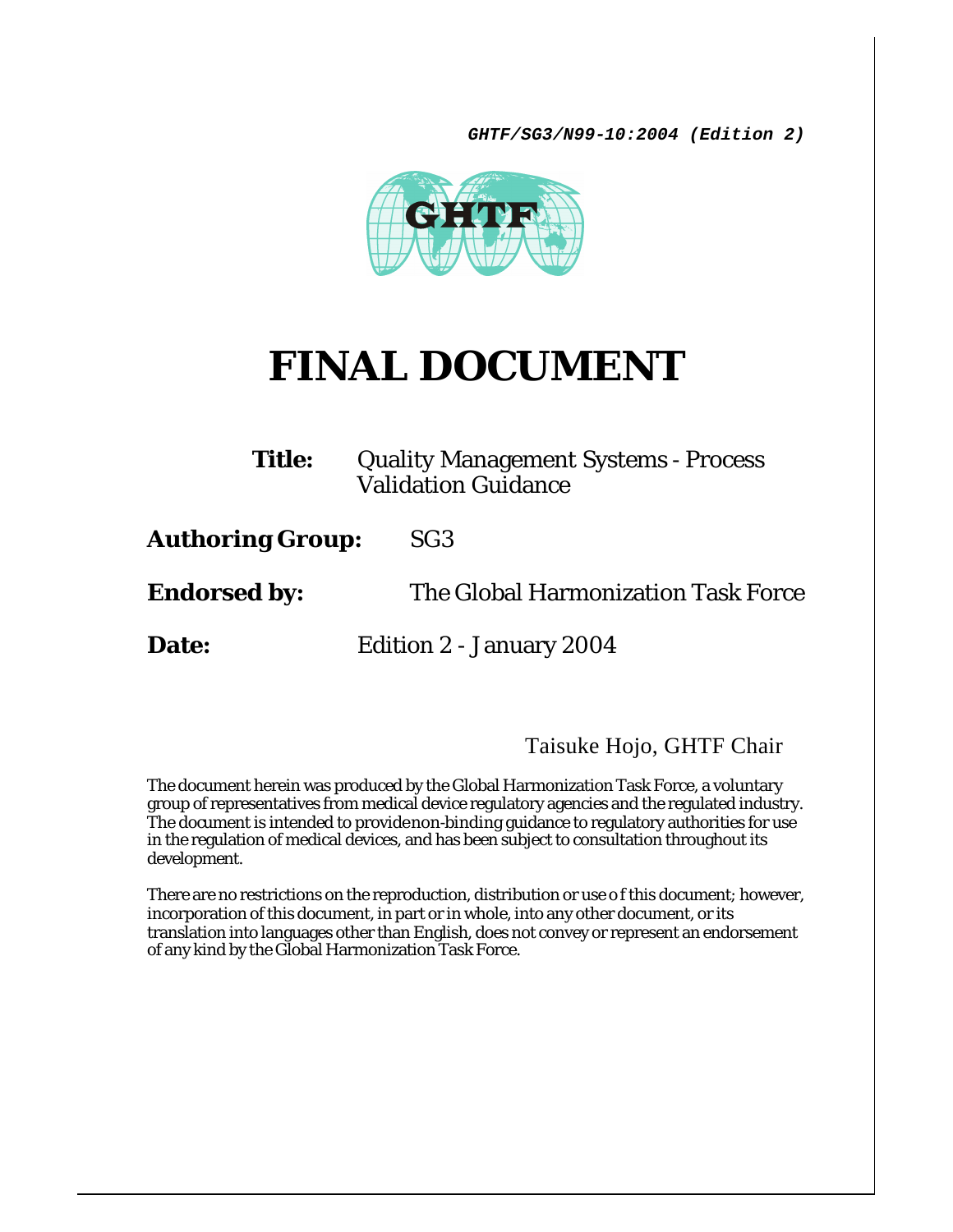***GHTF/SG3/N99-10:2004 (Edition 2)***

# FINAL DOCUMENT

**Title:** Quality Management Systems - Process Validation Guidance

**Authoring Group:** SG3

**Endorsed by:** The Global Harmonization Task Force

**Date:** Edition 2 - January 2004

Taisuke Hojo, GHTF Chair

The document herein was produced by the Global Harmonization Task Force, a voluntary group of representatives from medical device regulatory agencies and the regulated industry. The document is intended to provide non-binding guidance to regulatory authorities for use in the regulation of medical devices, and has been subject to consultation throughout its development.

There are no restrictions on the reproduction, distribution or use of this document; however, incorporation of this document, in part or in whole, into any other document, or its translation into languages other than English, does not convey or represent an endorsement of any kind by the Global Harmonization Task Force.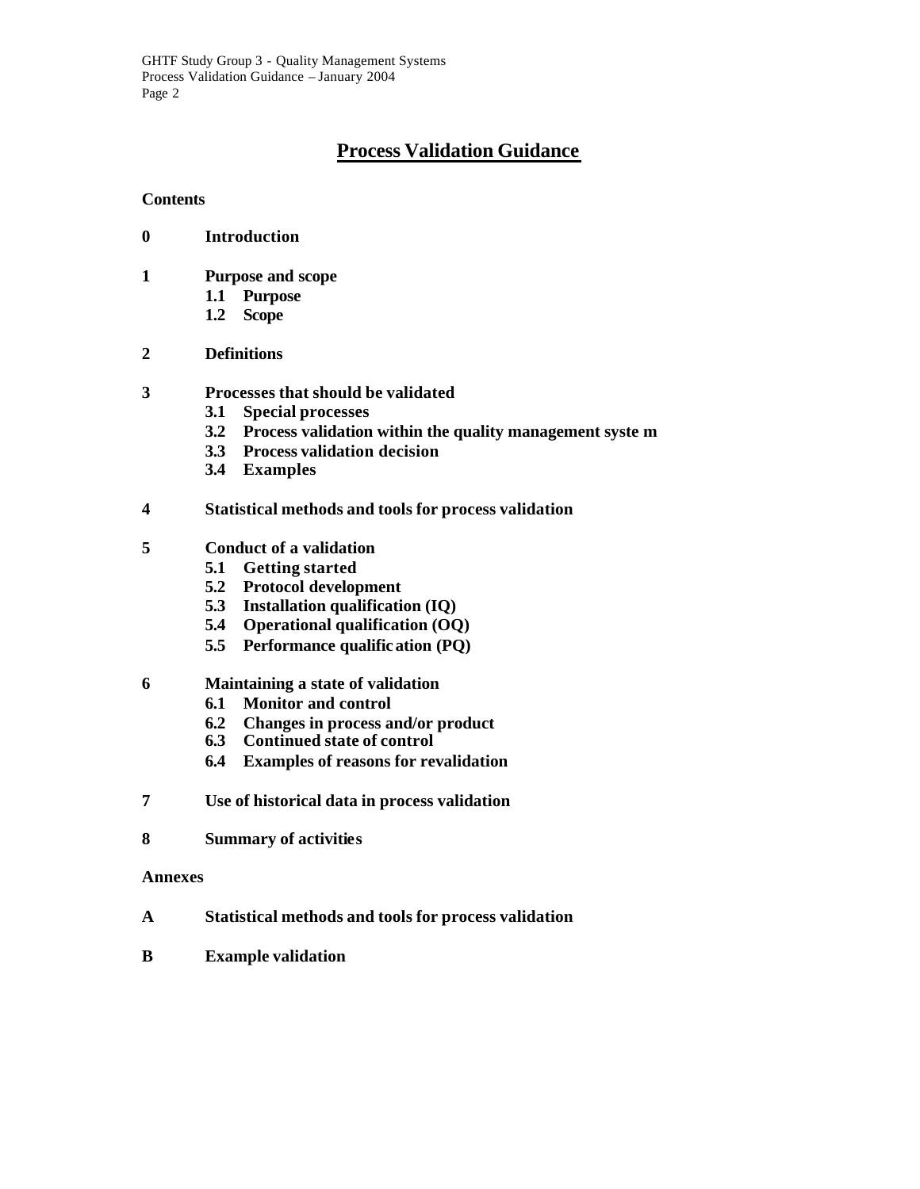# Process Validation Guidance

**Contents**

**0 Introduction**

**1 Purpose and scope**
- **1.1 Purpose**
- **1.2 Scope**

**2 Definitions**

**3 Processes that should be validated**
- **3.1 Special processes**
- **3.2 Process validation within the quality management system**
- **3.3 Process validation decision**
- **3.4 Examples**

**4 Statistical methods and tools for process validation**

**5 Conduct of a validation**
- **5.1 Getting started**
- **5.2 Protocol development**
- **5.3 Installation qualification (IQ)**
- **5.4 Operational qualification (OQ)**
- **5.5 Performance qualification (PQ)**

**6 Maintaining a state of validation**
- **6.1 Monitor and control**
- **6.2 Changes in process and/or product**
- **6.3 Continued state of control**
- **6.4 Examples of reasons for revalidation**

**7 Use of historical data in process validation**

**8 Summary of activities**

**Annexes**

**A Statistical methods and tools for process validation**

**B Example validation**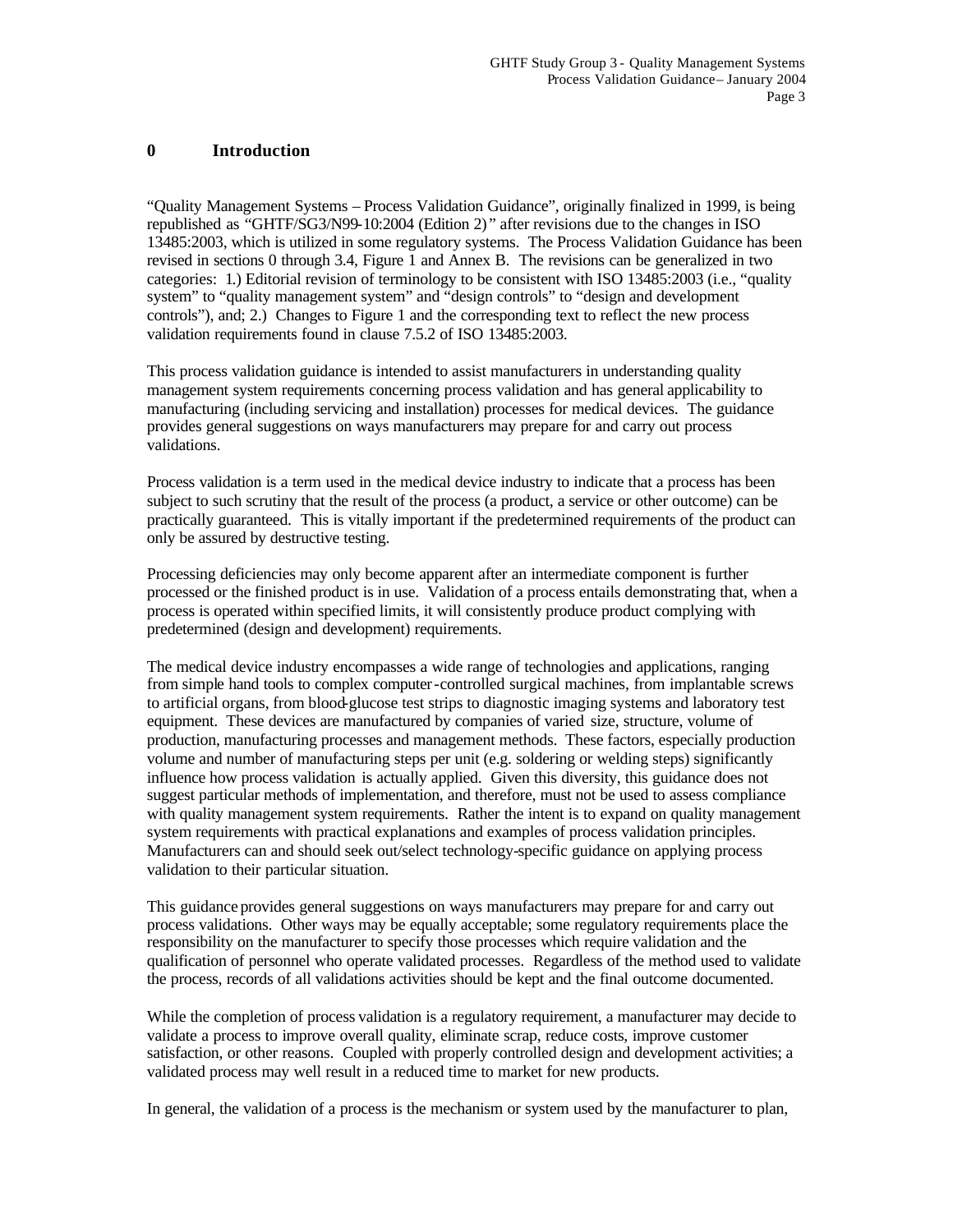# 0 Introduction

"Quality Management Systems – Process Validation Guidance", originally finalized in 1999, is being republished as "GHTF/SG3/N99-10:2004 (Edition 2)" after revisions due to the changes in ISO 13485:2003, which is utilized in some regulatory systems. The Process Validation Guidance has been revised in sections 0 through 3.4, Figure 1 and Annex B. The revisions can be generalized in two categories: 1.) Editorial revision of terminology to be consistent with ISO 13485:2003 (i.e., "quality system" to "quality management system" and "design controls" to "design and development controls"), and; 2.) Changes to Figure 1 and the corresponding text to reflect the new process validation requirements found in clause 7.5.2 of ISO 13485:2003.

This process validation guidance is intended to assist manufacturers in understanding quality management system requirements concerning process validation and has general applicability to manufacturing (including servicing and installation) processes for medical devices. The guidance provides general suggestions on ways manufacturers may prepare for and carry out process validations.

Process validation is a term used in the medical device industry to indicate that a process has been subject to such scrutiny that the result of the process (a product, a service or other outcome) can be practically guaranteed. This is vitally important if the predetermined requirements of the product can only be assured by destructive testing.

Processing deficiencies may only become apparent after an intermediate component is further processed or the finished product is in use. Validation of a process entails demonstrating that, when a process is operated within specified limits, it will consistently produce product complying with predetermined (design and development) requirements.

The medical device industry encompasses a wide range of technologies and applications, ranging from simple hand tools to complex computer-controlled surgical machines, from implantable screws to artificial organs, from blood-glucose test strips to diagnostic imaging systems and laboratory test equipment. These devices are manufactured by companies of varied size, structure, volume of production, manufacturing processes and management methods. These factors, especially production volume and number of manufacturing steps per unit (e.g. soldering or welding steps) significantly influence how process validation is actually applied. Given this diversity, this guidance does not suggest particular methods of implementation, and therefore, must not be used to assess compliance with quality management system requirements. Rather the intent is to expand on quality management system requirements with practical explanations and examples of process validation principles. Manufacturers can and should seek out/select technology-specific guidance on applying process validation to their particular situation.

This guidance provides general suggestions on ways manufacturers may prepare for and carry out process validations. Other ways may be equally acceptable; some regulatory requirements place the responsibility on the manufacturer to specify those processes which require validation and the qualification of personnel who operate validated processes. Regardless of the method used to validate the process, records of all validations activities should be kept and the final outcome documented.

While the completion of process validation is a regulatory requirement, a manufacturer may decide to validate a process to improve overall quality, eliminate scrap, reduce costs, improve customer satisfaction, or other reasons. Coupled with properly controlled design and development activities; a validated process may well result in a reduced time to market for new products.

In general, the validation of a process is the mechanism or system used by the manufacturer to plan,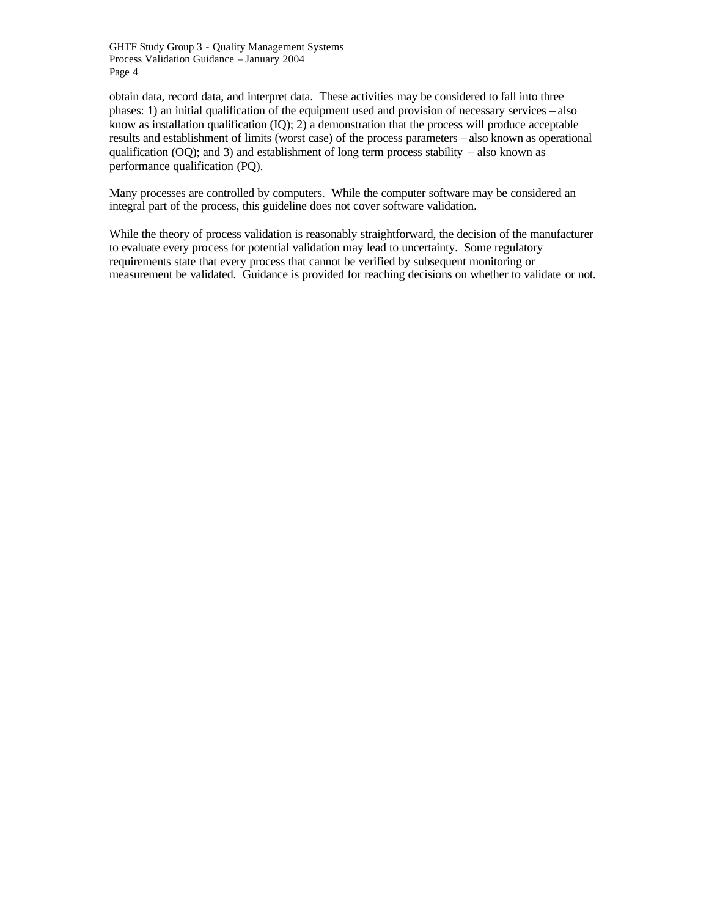obtain data, record data, and interpret data. These activities may be considered to fall into three phases: 1) an initial qualification of the equipment used and provision of necessary services – also know as installation qualification (IQ); 2) a demonstration that the process will produce acceptable results and establishment of limits (worst case) of the process parameters – also known as operational qualification (OQ); and 3) and establishment of long term process stability – also known as performance qualification (PQ).

Many processes are controlled by computers. While the computer software may be considered an integral part of the process, this guideline does not cover software validation.

While the theory of process validation is reasonably straightforward, the decision of the manufacturer to evaluate every process for potential validation may lead to uncertainty. Some regulatory requirements state that every process that cannot be verified by subsequent monitoring or measurement be validated. Guidance is provided for reaching decisions on whether to validate or not.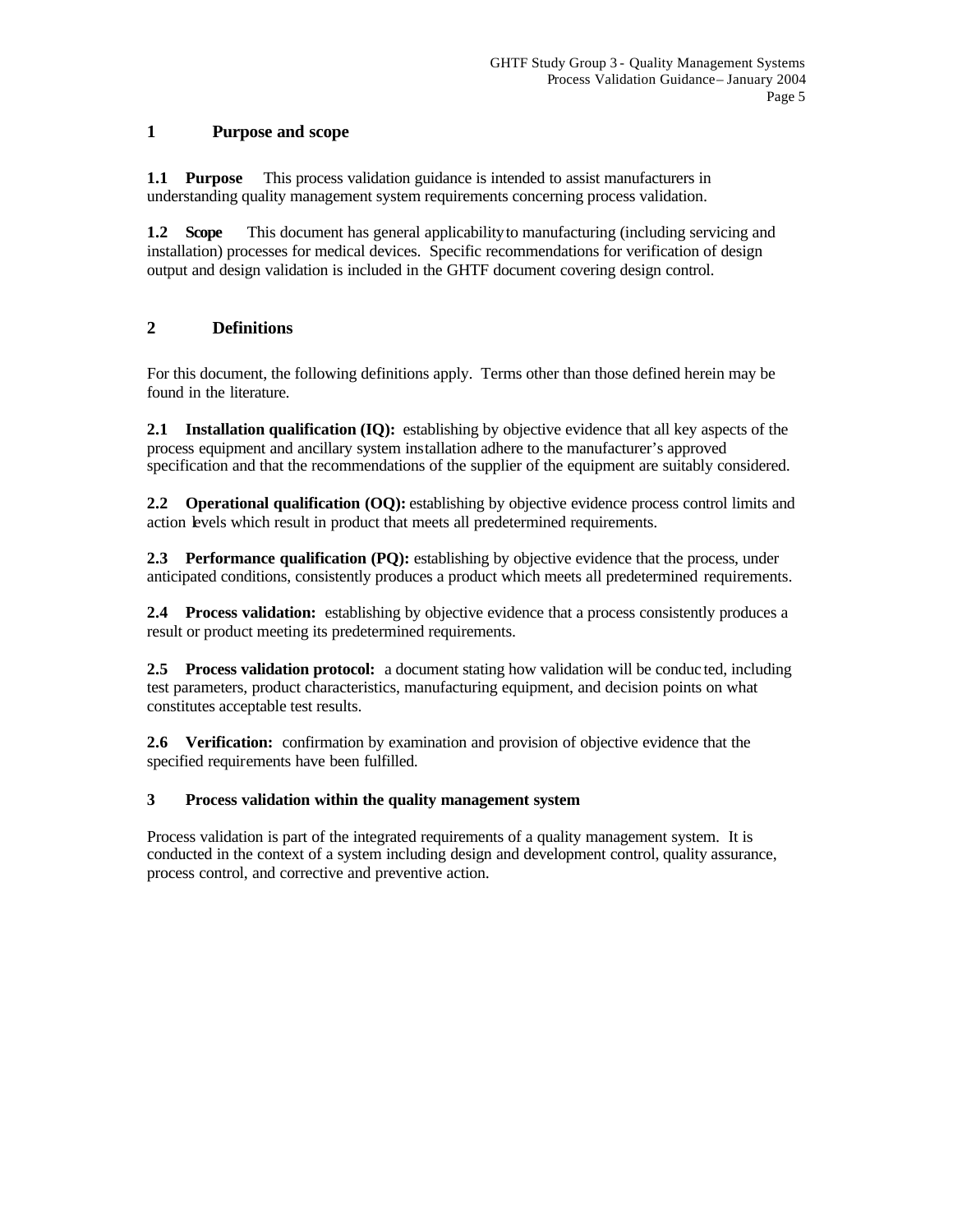## 1 Purpose and scope

**1.1 Purpose** This process validation guidance is intended to assist manufacturers in understanding quality management system requirements concerning process validation.

**1.2 Scope** This document has general applicability to manufacturing (including servicing and installation) processes for medical devices. Specific recommendations for verification of design output and design validation is included in the GHTF document covering design control.

## 2 Definitions

For this document, the following definitions apply. Terms other than those defined herein may be found in the literature.

**2.1 Installation qualification (IQ):** establishing by objective evidence that all key aspects of the process equipment and ancillary system installation adhere to the manufacturer's approved specification and that the recommendations of the supplier of the equipment are suitably considered.

**2.2 Operational qualification (OQ):** establishing by objective evidence process control limits and action levels which result in product that meets all predetermined requirements.

**2.3 Performance qualification (PQ):** establishing by objective evidence that the process, under anticipated conditions, consistently produces a product which meets all predetermined requirements.

**2.4 Process validation:** establishing by objective evidence that a process consistently produces a result or product meeting its predetermined requirements.

**2.5 Process validation protocol:** a document stating how validation will be conducted, including test parameters, product characteristics, manufacturing equipment, and decision points on what constitutes acceptable test results.

**2.6 Verification:** confirmation by examination and provision of objective evidence that the specified requirements have been fulfilled.

### 3 Process validation within the quality management system

Process validation is part of the integrated requirements of a quality management system. It is conducted in the context of a system including design and development control, quality assurance, process control, and corrective and preventive action.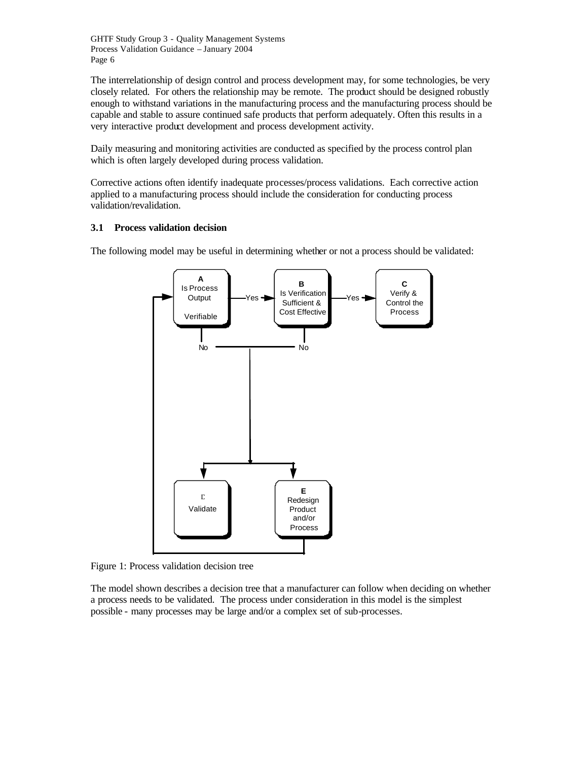The interrelationship of design control and process development may, for some technologies, be very closely related. For others the relationship may be remote. The product should be designed robustly enough to withstand variations in the manufacturing process and the manufacturing process should be capable and stable to assure continued safe products that perform adequately. Often this results in a very interactive product development and process development activity.

Daily measuring and monitoring activities are conducted as specified by the process control plan which is often largely developed during process validation.

Corrective actions often identify inadequate processes/process validations. Each corrective action applied to a manufacturing process should include the consideration for conducting process validation/revalidation.

### 3.1 Process validation decision

The following model may be useful in determining whether or not a process should be validated:

A: Is Process Output Verifiable — Yes → B: Is Verification Sufficient & Cost Effective — Yes → C: Verify & Control the Process

No (from A or B) → D: Validate and/or E: Redesign Product and/or Process → (return to A)

Figure 1: Process validation decision tree

The model shown describes a decision tree that a manufacturer can follow when deciding on whether a process needs to be validated. The process under consideration in this model is the simplest possible - many processes may be large and/or a complex set of sub-processes.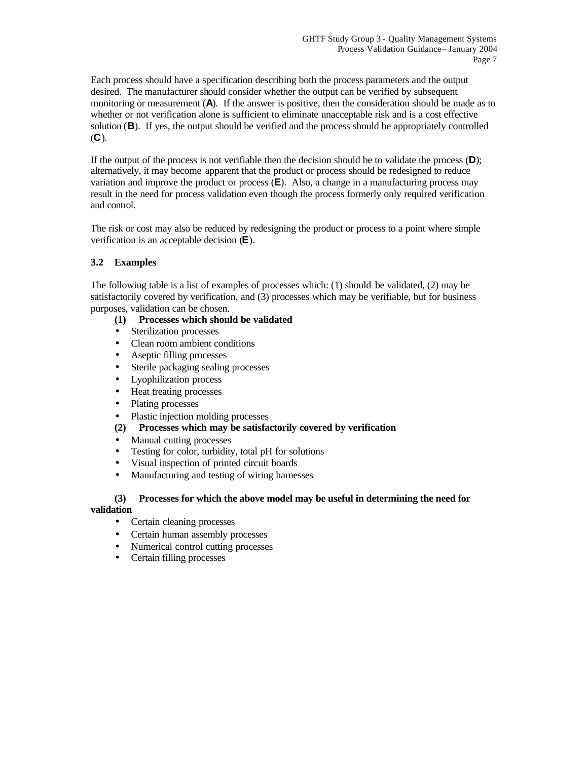Each process should have a specification describing both the process parameters and the output desired. The manufacturer should consider whether the output can be verified by subsequent monitoring or measurement (**A**). If the answer is positive, then the consideration should be made as to whether or not verification alone is sufficient to eliminate unacceptable risk and is a cost effective solution (**B**). If yes, the output should be verified and the process should be appropriately controlled (**C**).

If the output of the process is not verifiable then the decision should be to validate the process (**D**); alternatively, it may become apparent that the product or process should be redesigned to reduce variation and improve the product or process (**E**). Also, a change in a manufacturing process may result in the need for process validation even though the process formerly only required verification and control.

The risk or cost may also be reduced by redesigning the product or process to a point where simple verification is an acceptable decision (**E**).

### 3.2 Examples

The following table is a list of examples of processes which: (1) should be validated, (2) may be satisfactorily covered by verification, and (3) processes which may be verifiable, but for business purposes, validation can be chosen.

**(1) Processes which should be validated**

- Sterilization processes
- Clean room ambient conditions
- Aseptic filling processes
- Sterile packaging sealing processes
- Lyophilization process
- Heat treating processes
- Plating processes
- Plastic injection molding processes

**(2) Processes which may be satisfactorily covered by verification**

- Manual cutting processes
- Testing for color, turbidity, total pH for solutions
- Visual inspection of printed circuit boards
- Manufacturing and testing of wiring harnesses

**(3) Processes for which the above model may be useful in determining the need for validation**

- Certain cleaning processes
- Certain human assembly processes
- Numerical control cutting processes
- Certain filling processes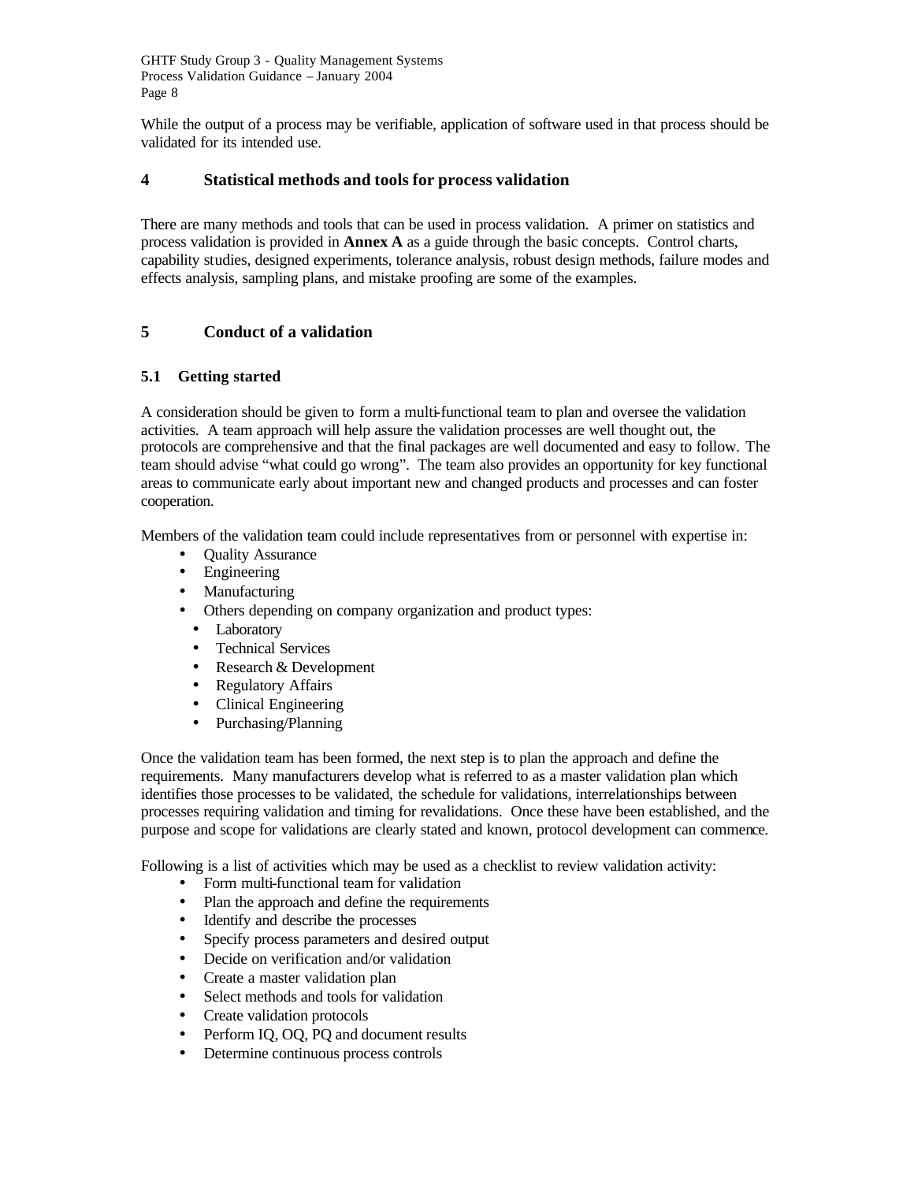While the output of a process may be verifiable, application of software used in that process should be validated for its intended use.

## 4 Statistical methods and tools for process validation

There are many methods and tools that can be used in process validation. A primer on statistics and process validation is provided in **Annex A** as a guide through the basic concepts. Control charts, capability studies, designed experiments, tolerance analysis, robust design methods, failure modes and effects analysis, sampling plans, and mistake proofing are some of the examples.

## 5 Conduct of a validation

### 5.1 Getting started

A consideration should be given to form a multi-functional team to plan and oversee the validation activities. A team approach will help assure the validation processes are well thought out, the protocols are comprehensive and that the final packages are well documented and easy to follow. The team should advise "what could go wrong". The team also provides an opportunity for key functional areas to communicate early about important new and changed products and processes and can foster cooperation.

Members of the validation team could include representatives from or personnel with expertise in:

- Quality Assurance
- Engineering
- Manufacturing
- Others depending on company organization and product types:
  - Laboratory
  - Technical Services
  - Research & Development
  - Regulatory Affairs
  - Clinical Engineering
  - Purchasing/Planning

Once the validation team has been formed, the next step is to plan the approach and define the requirements. Many manufacturers develop what is referred to as a master validation plan which identifies those processes to be validated, the schedule for validations, interrelationships between processes requiring validation and timing for revalidations. Once these have been established, and the purpose and scope for validations are clearly stated and known, protocol development can commence.

Following is a list of activities which may be used as a checklist to review validation activity:

- Form multi-functional team for validation
- Plan the approach and define the requirements
- Identify and describe the processes
- Specify process parameters and desired output
- Decide on verification and/or validation
- Create a master validation plan
- Select methods and tools for validation
- Create validation protocols
- Perform IQ, OQ, PQ and document results
- Determine continuous process controls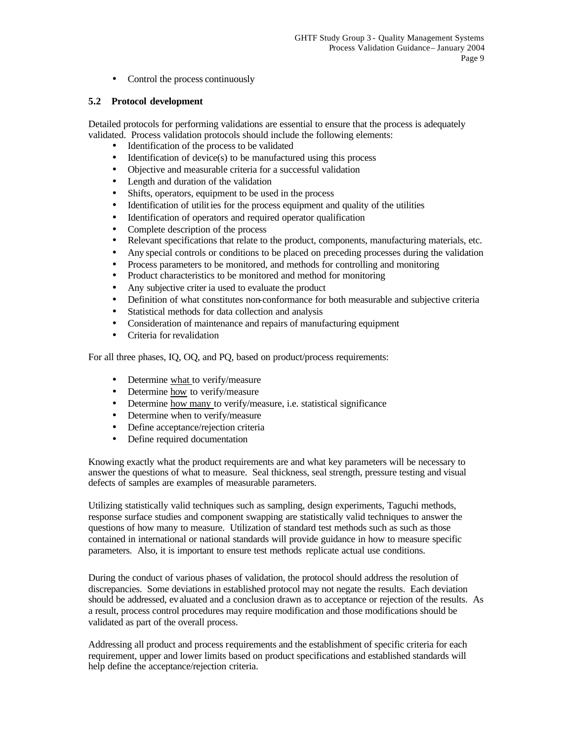- Control the process continuously

### 5.2 Protocol development

Detailed protocols for performing validations are essential to ensure that the process is adequately validated. Process validation protocols should include the following elements:

- Identification of the process to be validated
- Identification of device(s) to be manufactured using this process
- Objective and measurable criteria for a successful validation
- Length and duration of the validation
- Shifts, operators, equipment to be used in the process
- Identification of utilities for the process equipment and quality of the utilities
- Identification of operators and required operator qualification
- Complete description of the process
- Relevant specifications that relate to the product, components, manufacturing materials, etc.
- Any special controls or conditions to be placed on preceding processes during the validation
- Process parameters to be monitored, and methods for controlling and monitoring
- Product characteristics to be monitored and method for monitoring
- Any subjective criteria used to evaluate the product
- Definition of what constitutes non-conformance for both measurable and subjective criteria
- Statistical methods for data collection and analysis
- Consideration of maintenance and repairs of manufacturing equipment
- Criteria for revalidation

For all three phases, IQ, OQ, and PQ, based on product/process requirements:

- Determine <u>what</u> to verify/measure
- Determine <u>how</u> to verify/measure
- Determine <u>how many</u> to verify/measure, i.e. statistical significance
- Determine when to verify/measure
- Define acceptance/rejection criteria
- Define required documentation

Knowing exactly what the product requirements are and what key parameters will be necessary to answer the questions of what to measure. Seal thickness, seal strength, pressure testing and visual defects of samples are examples of measurable parameters.

Utilizing statistically valid techniques such as sampling, design experiments, Taguchi methods, response surface studies and component swapping are statistically valid techniques to answer the questions of how many to measure. Utilization of standard test methods such as such as those contained in international or national standards will provide guidance in how to measure specific parameters. Also, it is important to ensure test methods replicate actual use conditions.

During the conduct of various phases of validation, the protocol should address the resolution of discrepancies. Some deviations in established protocol may not negate the results. Each deviation should be addressed, evaluated and a conclusion drawn as to acceptance or rejection of the results. As a result, process control procedures may require modification and those modifications should be validated as part of the overall process.

Addressing all product and process requirements and the establishment of specific criteria for each requirement, upper and lower limits based on product specifications and established standards will help define the acceptance/rejection criteria.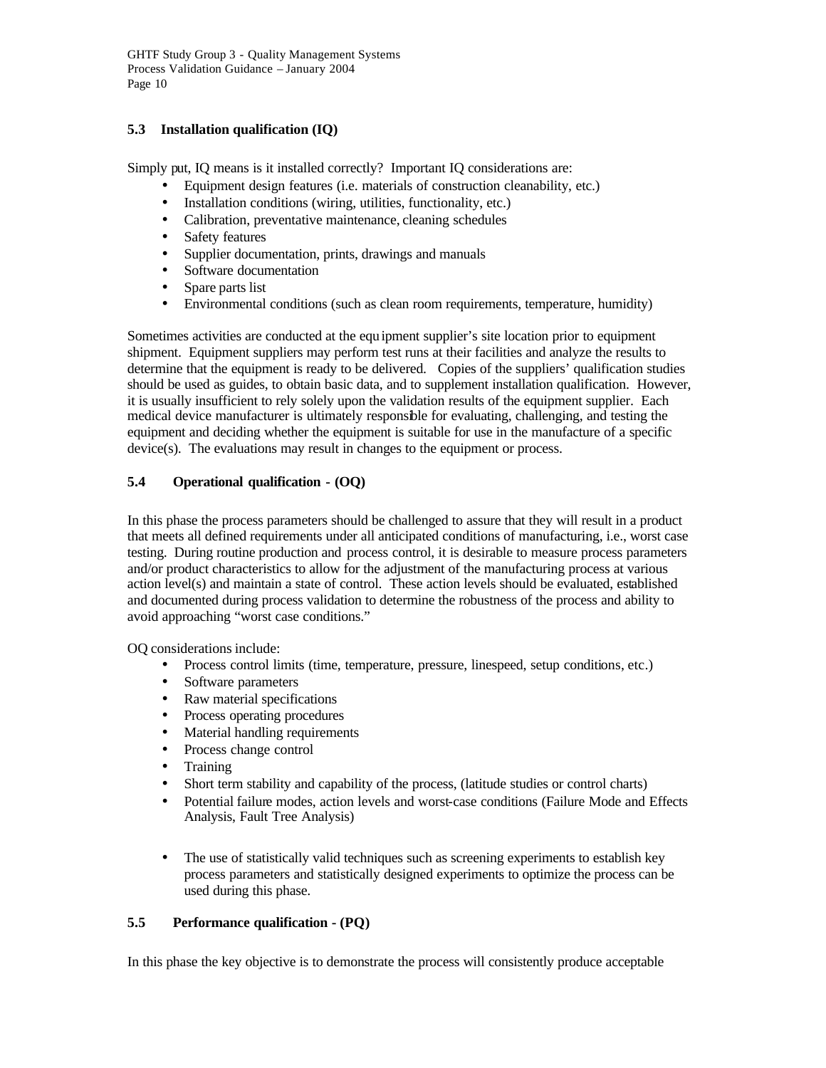### 5.3 Installation qualification (IQ)

Simply put, IQ means is it installed correctly? Important IQ considerations are:

- Equipment design features (i.e. materials of construction cleanability, etc.)
- Installation conditions (wiring, utilities, functionality, etc.)
- Calibration, preventative maintenance, cleaning schedules
- Safety features
- Supplier documentation, prints, drawings and manuals
- Software documentation
- Spare parts list
- Environmental conditions (such as clean room requirements, temperature, humidity)

Sometimes activities are conducted at the equipment supplier's site location prior to equipment shipment. Equipment suppliers may perform test runs at their facilities and analyze the results to determine that the equipment is ready to be delivered. Copies of the suppliers' qualification studies should be used as guides, to obtain basic data, and to supplement installation qualification. However, it is usually insufficient to rely solely upon the validation results of the equipment supplier. Each medical device manufacturer is ultimately responsible for evaluating, challenging, and testing the equipment and deciding whether the equipment is suitable for use in the manufacture of a specific device(s). The evaluations may result in changes to the equipment or process.

### 5.4 Operational qualification - (OQ)

In this phase the process parameters should be challenged to assure that they will result in a product that meets all defined requirements under all anticipated conditions of manufacturing, i.e., worst case testing. During routine production and process control, it is desirable to measure process parameters and/or product characteristics to allow for the adjustment of the manufacturing process at various action level(s) and maintain a state of control. These action levels should be evaluated, established and documented during process validation to determine the robustness of the process and ability to avoid approaching "worst case conditions."

OQ considerations include:

- Process control limits (time, temperature, pressure, linespeed, setup conditions, etc.)
- Software parameters
- Raw material specifications
- Process operating procedures
- Material handling requirements
- Process change control
- Training
- Short term stability and capability of the process, (latitude studies or control charts)
- Potential failure modes, action levels and worst-case conditions (Failure Mode and Effects Analysis, Fault Tree Analysis)

- The use of statistically valid techniques such as screening experiments to establish key process parameters and statistically designed experiments to optimize the process can be used during this phase.

### 5.5 Performance qualification - (PQ)

In this phase the key objective is to demonstrate the process will consistently produce acceptable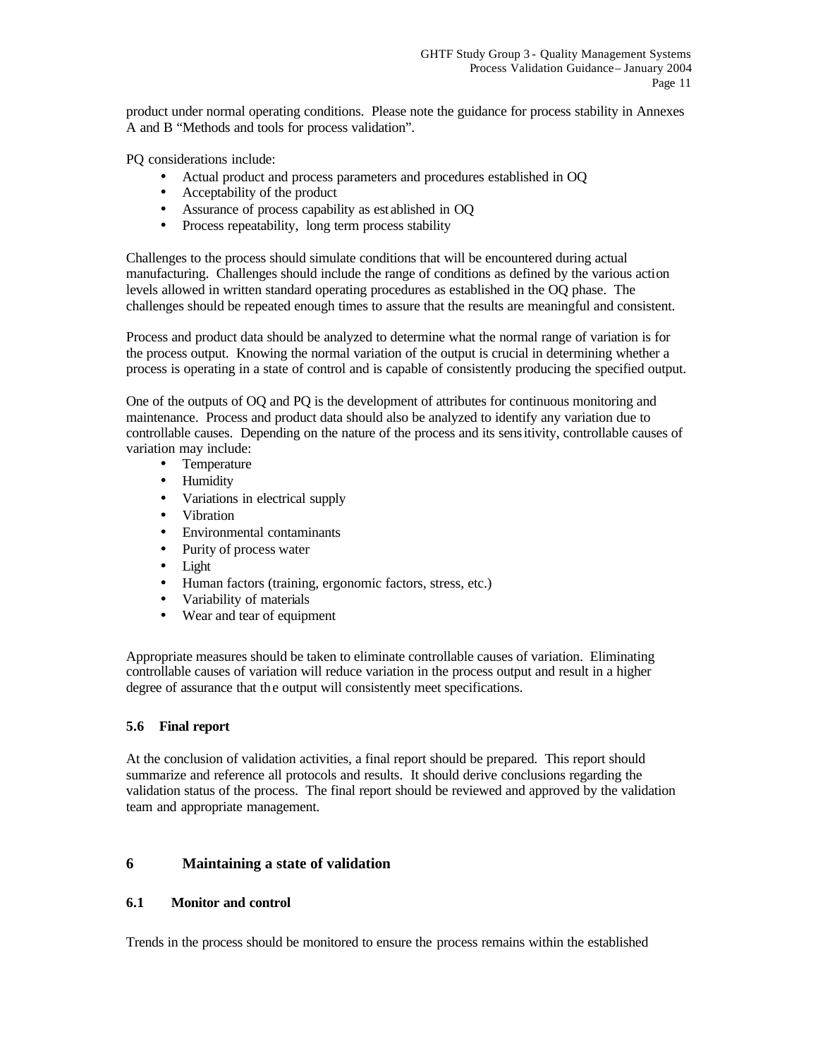product under normal operating conditions. Please note the guidance for process stability in Annexes A and B "Methods and tools for process validation".

PQ considerations include:

- Actual product and process parameters and procedures established in OQ
- Acceptability of the product
- Assurance of process capability as established in OQ
- Process repeatability, long term process stability

Challenges to the process should simulate conditions that will be encountered during actual manufacturing. Challenges should include the range of conditions as defined by the various action levels allowed in written standard operating procedures as established in the OQ phase. The challenges should be repeated enough times to assure that the results are meaningful and consistent.

Process and product data should be analyzed to determine what the normal range of variation is for the process output. Knowing the normal variation of the output is crucial in determining whether a process is operating in a state of control and is capable of consistently producing the specified output.

One of the outputs of OQ and PQ is the development of attributes for continuous monitoring and maintenance. Process and product data should also be analyzed to identify any variation due to controllable causes. Depending on the nature of the process and its sensitivity, controllable causes of variation may include:

- Temperature
- Humidity
- Variations in electrical supply
- Vibration
- Environmental contaminants
- Purity of process water
- Light
- Human factors (training, ergonomic factors, stress, etc.)
- Variability of materials
- Wear and tear of equipment

Appropriate measures should be taken to eliminate controllable causes of variation. Eliminating controllable causes of variation will reduce variation in the process output and result in a higher degree of assurance that the output will consistently meet specifications.

### 5.6 Final report

At the conclusion of validation activities, a final report should be prepared. This report should summarize and reference all protocols and results. It should derive conclusions regarding the validation status of the process. The final report should be reviewed and approved by the validation team and appropriate management.

## 6 Maintaining a state of validation

### 6.1 Monitor and control

Trends in the process should be monitored to ensure the process remains within the established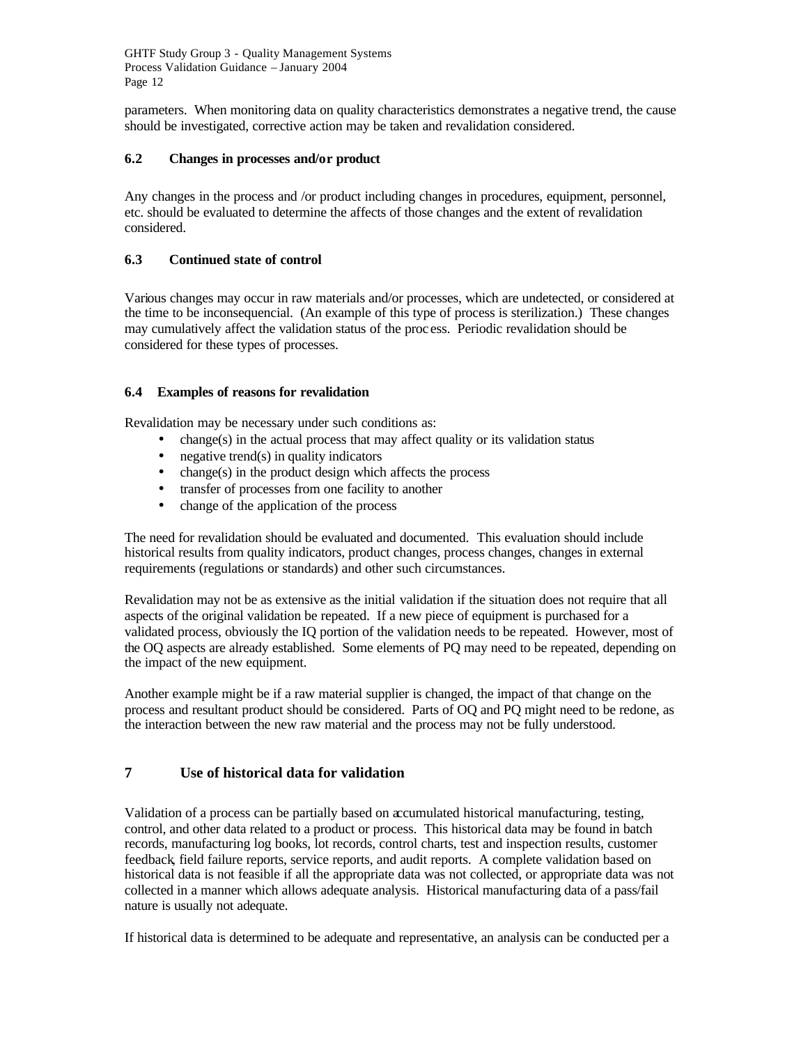parameters. When monitoring data on quality characteristics demonstrates a negative trend, the cause should be investigated, corrective action may be taken and revalidation considered.

### 6.2 Changes in processes and/or product

Any changes in the process and /or product including changes in procedures, equipment, personnel, etc. should be evaluated to determine the affects of those changes and the extent of revalidation considered.

### 6.3 Continued state of control

Various changes may occur in raw materials and/or processes, which are undetected, or considered at the time to be inconsequencial. (An example of this type of process is sterilization.) These changes may cumulatively affect the validation status of the process. Periodic revalidation should be considered for these types of processes.

### 6.4 Examples of reasons for revalidation

Revalidation may be necessary under such conditions as:

- change(s) in the actual process that may affect quality or its validation status
- negative trend(s) in quality indicators
- change(s) in the product design which affects the process
- transfer of processes from one facility to another
- change of the application of the process

The need for revalidation should be evaluated and documented. This evaluation should include historical results from quality indicators, product changes, process changes, changes in external requirements (regulations or standards) and other such circumstances.

Revalidation may not be as extensive as the initial validation if the situation does not require that all aspects of the original validation be repeated. If a new piece of equipment is purchased for a validated process, obviously the IQ portion of the validation needs to be repeated. However, most of the OQ aspects are already established. Some elements of PQ may need to be repeated, depending on the impact of the new equipment.

Another example might be if a raw material supplier is changed, the impact of that change on the process and resultant product should be considered. Parts of OQ and PQ might need to be redone, as the interaction between the new raw material and the process may not be fully understood.

## 7 Use of historical data for validation

Validation of a process can be partially based on accumulated historical manufacturing, testing, control, and other data related to a product or process. This historical data may be found in batch records, manufacturing log books, lot records, control charts, test and inspection results, customer feedback, field failure reports, service reports, and audit reports. A complete validation based on historical data is not feasible if all the appropriate data was not collected, or appropriate data was not collected in a manner which allows adequate analysis. Historical manufacturing data of a pass/fail nature is usually not adequate.

If historical data is determined to be adequate and representative, an analysis can be conducted per a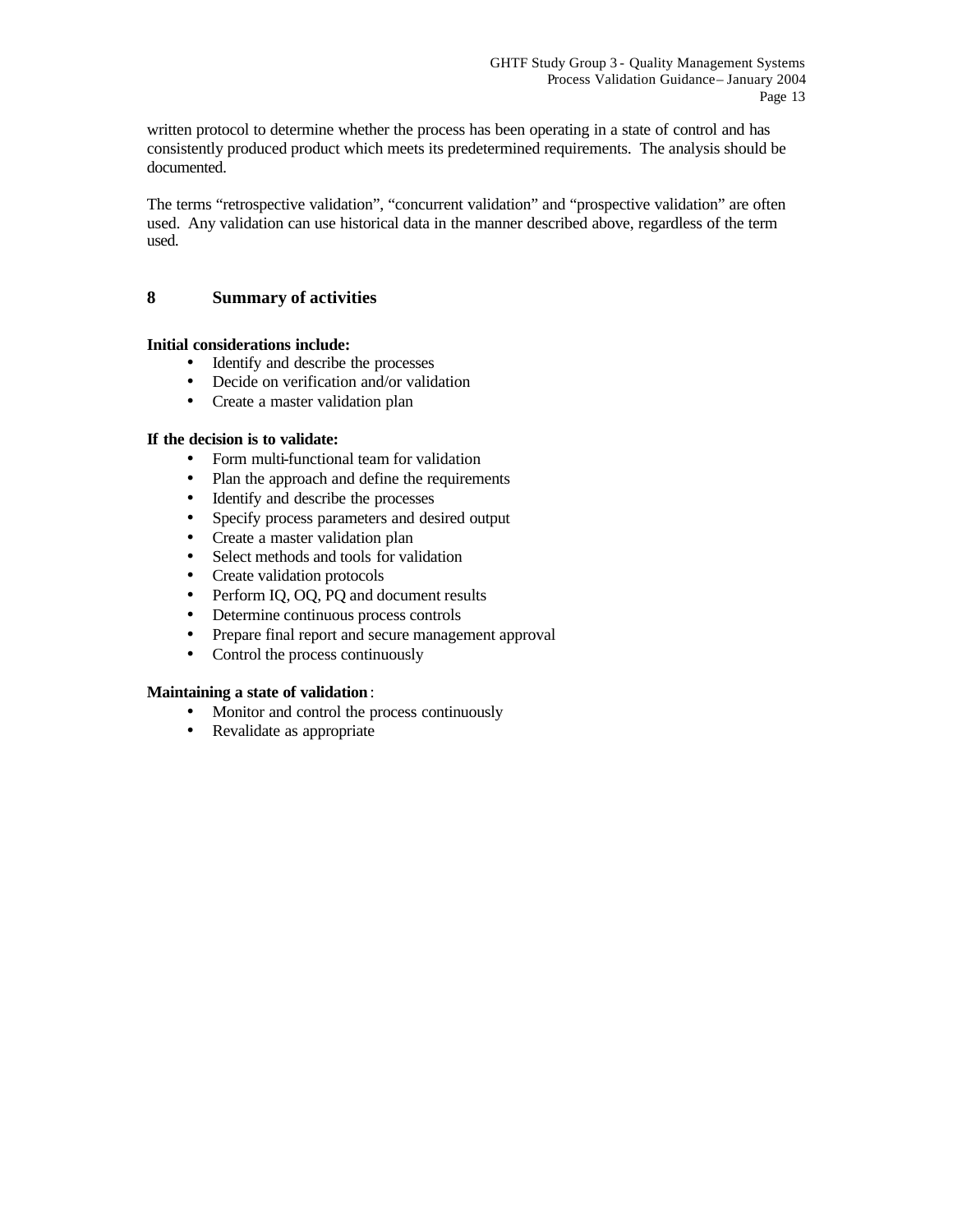written protocol to determine whether the process has been operating in a state of control and has consistently produced product which meets its predetermined requirements. The analysis should be documented.

The terms “retrospective validation”, “concurrent validation” and “prospective validation” are often used. Any validation can use historical data in the manner described above, regardless of the term used.

## 8 Summary of activities

**Initial considerations include:**

- Identify and describe the processes
- Decide on verification and/or validation
- Create a master validation plan

**If the decision is to validate:**

- Form multi-functional team for validation
- Plan the approach and define the requirements
- Identify and describe the processes
- Specify process parameters and desired output
- Create a master validation plan
- Select methods and tools for validation
- Create validation protocols
- Perform IQ, OQ, PQ and document results
- Determine continuous process controls
- Prepare final report and secure management approval
- Control the process continuously

**Maintaining a state of validation**:

- Monitor and control the process continuously
- Revalidate as appropriate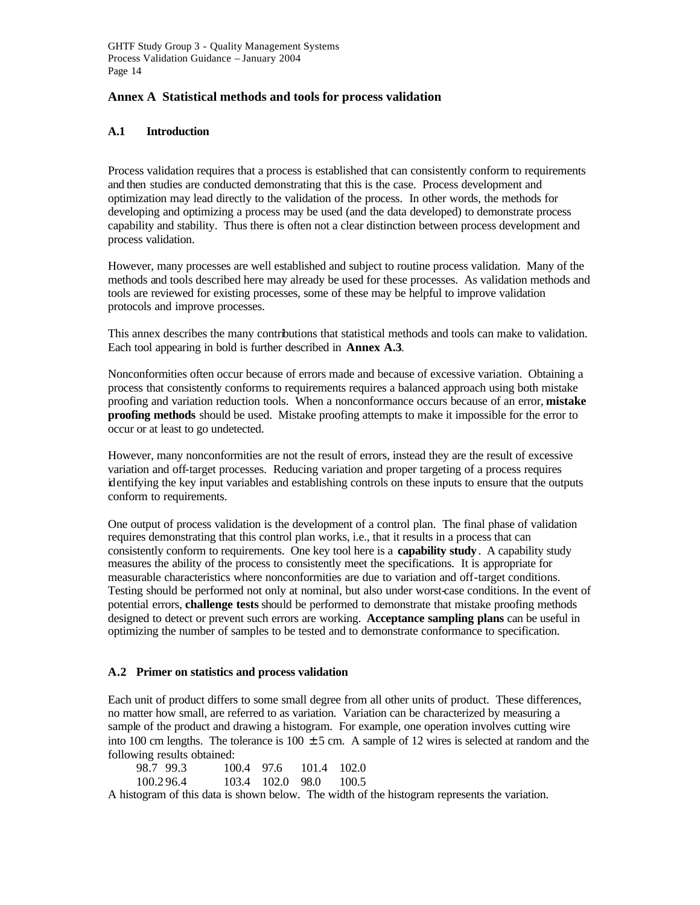## Annex A Statistical methods and tools for process validation

### A.1 Introduction

Process validation requires that a process is established that can consistently conform to requirements and then studies are conducted demonstrating that this is the case. Process development and optimization may lead directly to the validation of the process. In other words, the methods for developing and optimizing a process may be used (and the data developed) to demonstrate process capability and stability. Thus there is often not a clear distinction between process development and process validation.

However, many processes are well established and subject to routine process validation. Many of the methods and tools described here may already be used for these processes. As validation methods and tools are reviewed for existing processes, some of these may be helpful to improve validation protocols and improve processes.

This annex describes the many contributions that statistical methods and tools can make to validation. Each tool appearing in bold is further described in **Annex A.3**.

Nonconformities often occur because of errors made and because of excessive variation. Obtaining a process that consistently conforms to requirements requires a balanced approach using both mistake proofing and variation reduction tools. When a nonconformance occurs because of an error, **mistake proofing methods** should be used. Mistake proofing attempts to make it impossible for the error to occur or at least to go undetected.

However, many nonconformities are not the result of errors, instead they are the result of excessive variation and off-target processes. Reducing variation and proper targeting of a process requires identifying the key input variables and establishing controls on these inputs to ensure that the outputs conform to requirements.

One output of process validation is the development of a control plan. The final phase of validation requires demonstrating that this control plan works, i.e., that it results in a process that can consistently conform to requirements. One key tool here is a **capability study**. A capability study measures the ability of the process to consistently meet the specifications. It is appropriate for measurable characteristics where nonconformities are due to variation and off-target conditions. Testing should be performed not only at nominal, but also under worst-case conditions. In the event of potential errors, **challenge tests** should be performed to demonstrate that mistake proofing methods designed to detect or prevent such errors are working. **Acceptance sampling plans** can be useful in optimizing the number of samples to be tested and to demonstrate conformance to specification.

### A.2 Primer on statistics and process validation

Each unit of product differs to some small degree from all other units of product. These differences, no matter how small, are referred to as variation. Variation can be characterized by measuring a sample of the product and drawing a histogram. For example, one operation involves cutting wire into 100 cm lengths. The tolerance is 100 ± 5 cm. A sample of 12 wires is selected at random and the following results obtained:

| | | | | | |
|---|---|---|---|---|---|
| 98.7 | 99.3 | 100.4 | 97.6 | 101.4 | 102.0 |
| 100.2 | 96.4 | 103.4 | 102.0 | 98.0 | 100.5 |

A histogram of this data is shown below. The width of the histogram represents the variation.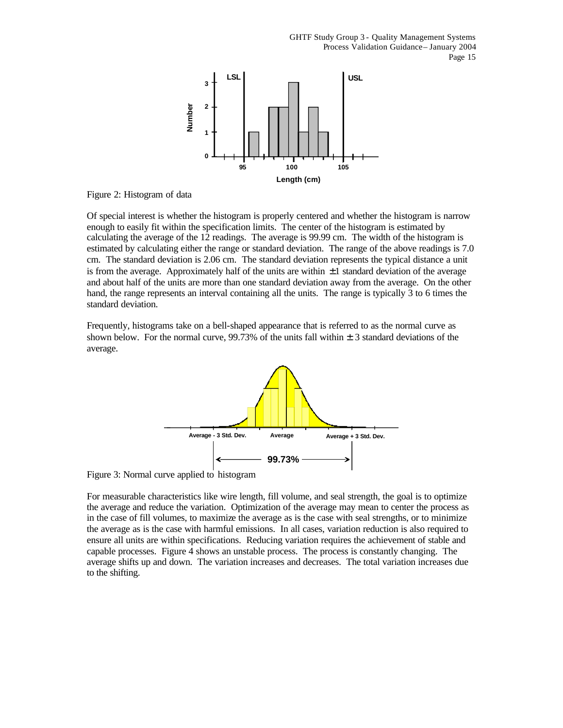Figure 2: Histogram of data

Of special interest is whether the histogram is properly centered and whether the histogram is narrow enough to easily fit within the specification limits. The center of the histogram is estimated by calculating the average of the 12 readings. The average is 99.99 cm. The width of the histogram is estimated by calculating either the range or standard deviation. The range of the above readings is 7.0 cm. The standard deviation is 2.06 cm. The standard deviation represents the typical distance a unit is from the average. Approximately half of the units are within ±1 standard deviation of the average and about half of the units are more than one standard deviation away from the average. On the other hand, the range represents an interval containing all the units. The range is typically 3 to 6 times the standard deviation.

Frequently, histograms take on a bell-shaped appearance that is referred to as the normal curve as shown below. For the normal curve, 99.73% of the units fall within ± 3 standard deviations of the average.

Figure 3: Normal curve applied to histogram

For measurable characteristics like wire length, fill volume, and seal strength, the goal is to optimize the average and reduce the variation. Optimization of the average may mean to center the process as in the case of fill volumes, to maximize the average as is the case with seal strengths, or to minimize the average as is the case with harmful emissions. In all cases, variation reduction is also required to ensure all units are within specifications. Reducing variation requires the achievement of stable and capable processes. Figure 4 shows an unstable process. The process is constantly changing. The average shifts up and down. The variation increases and decreases. The total variation increases due to the shifting.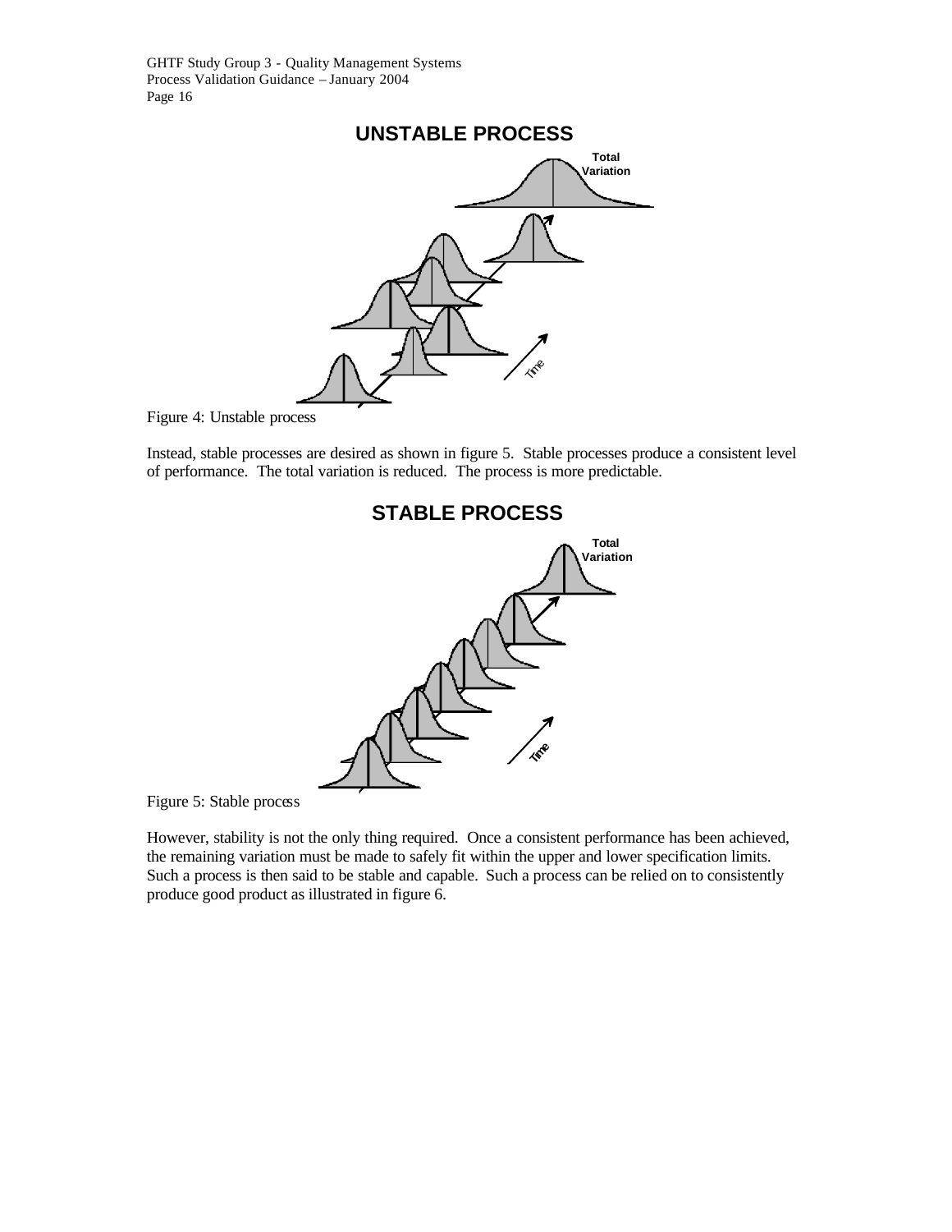Figure 4: Unstable process

Instead, stable processes are desired as shown in figure 5. Stable processes produce a consistent level of performance. The total variation is reduced. The process is more predictable.

Figure 5: Stable process

However, stability is not the only thing required. Once a consistent performance has been achieved, the remaining variation must be made to safely fit within the upper and lower specification limits. Such a process is then said to be stable and capable. Such a process can be relied on to consistently produce good product as illustrated in figure 6.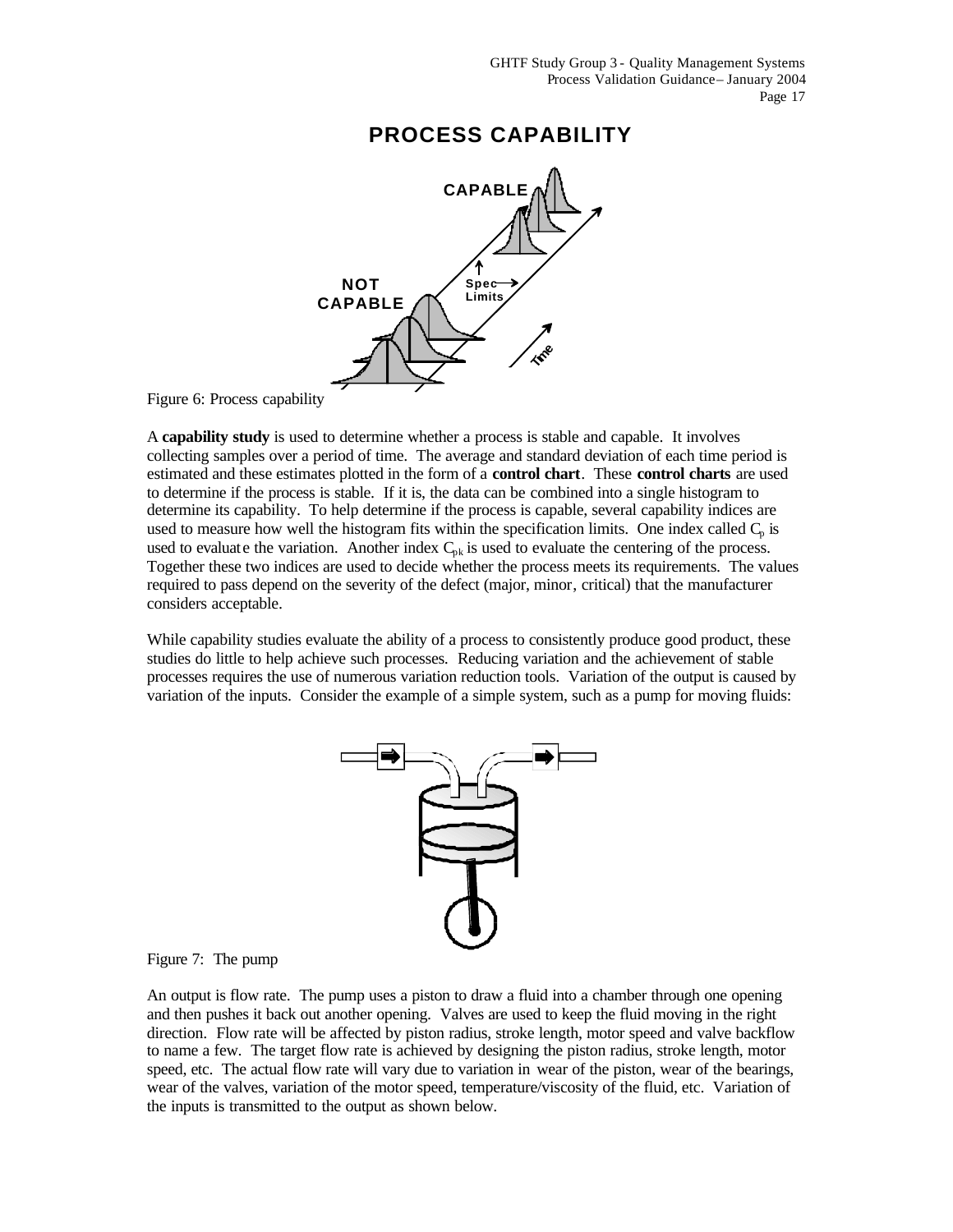# PROCESS CAPABILITY

Figure 6: Process capability

A **capability study** is used to determine whether a process is stable and capable. It involves collecting samples over a period of time. The average and standard deviation of each time period is estimated and these estimates plotted in the form of a **control chart**. These **control charts** are used to determine if the process is stable. If it is, the data can be combined into a single histogram to determine its capability. To help determine if the process is capable, several capability indices are used to measure how well the histogram fits within the specification limits. One index called $C_p$ is used to evaluate the variation. Another index $C_{pk}$ is used to evaluate the centering of the process. Together these two indices are used to decide whether the process meets its requirements. The values required to pass depend on the severity of the defect (major, minor, critical) that the manufacturer considers acceptable.

While capability studies evaluate the ability of a process to consistently produce good product, these studies do little to help achieve such processes. Reducing variation and the achievement of stable processes requires the use of numerous variation reduction tools. Variation of the output is caused by variation of the inputs. Consider the example of a simple system, such as a pump for moving fluids:

Figure 7: The pump

An output is flow rate. The pump uses a piston to draw a fluid into a chamber through one opening and then pushes it back out another opening. Valves are used to keep the fluid moving in the right direction. Flow rate will be affected by piston radius, stroke length, motor speed and valve backflow to name a few. The target flow rate is achieved by designing the piston radius, stroke length, motor speed, etc. The actual flow rate will vary due to variation in wear of the piston, wear of the bearings, wear of the valves, variation of the motor speed, temperature/viscosity of the fluid, etc. Variation of the inputs is transmitted to the output as shown below.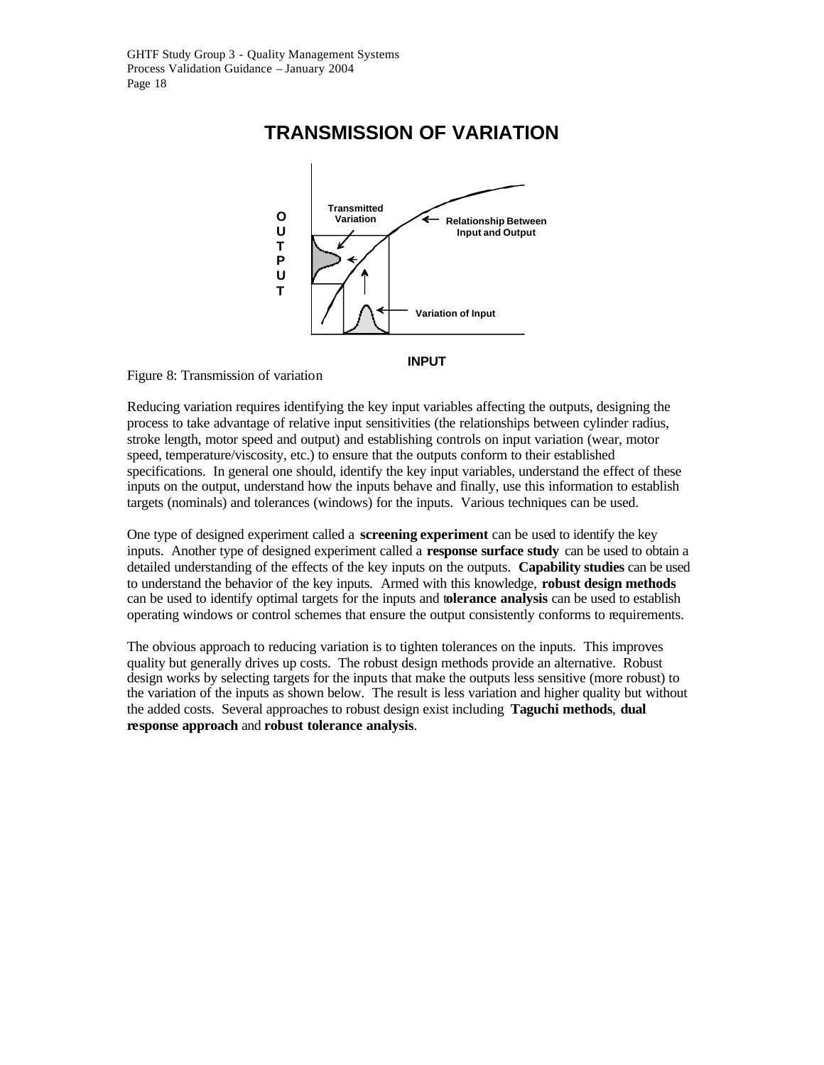# TRANSMISSION OF VARIATION

Figure 8: Transmission of variation

Reducing variation requires identifying the key input variables affecting the outputs, designing the process to take advantage of relative input sensitivities (the relationships between cylinder radius, stroke length, motor speed and output) and establishing controls on input variation (wear, motor speed, temperature/viscosity, etc.) to ensure that the outputs conform to their established specifications. In general one should, identify the key input variables, understand the effect of these inputs on the output, understand how the inputs behave and finally, use this information to establish targets (nominals) and tolerances (windows) for the inputs. Various techniques can be used.

One type of designed experiment called a **screening experiment** can be used to identify the key inputs. Another type of designed experiment called a **response surface study** can be used to obtain a detailed understanding of the effects of the key inputs on the outputs. **Capability studies** can be used to understand the behavior of the key inputs. Armed with this knowledge, **robust design methods** can be used to identify optimal targets for the inputs and **tolerance analysis** can be used to establish operating windows or control schemes that ensure the output consistently conforms to requirements.

The obvious approach to reducing variation is to tighten tolerances on the inputs. This improves quality but generally drives up costs. The robust design methods provide an alternative. Robust design works by selecting targets for the inputs that make the outputs less sensitive (more robust) to the variation of the inputs as shown below. The result is less variation and higher quality but without the added costs. Several approaches to robust design exist including **Taguchi methods**, **dual response approach** and **robust tolerance analysis**.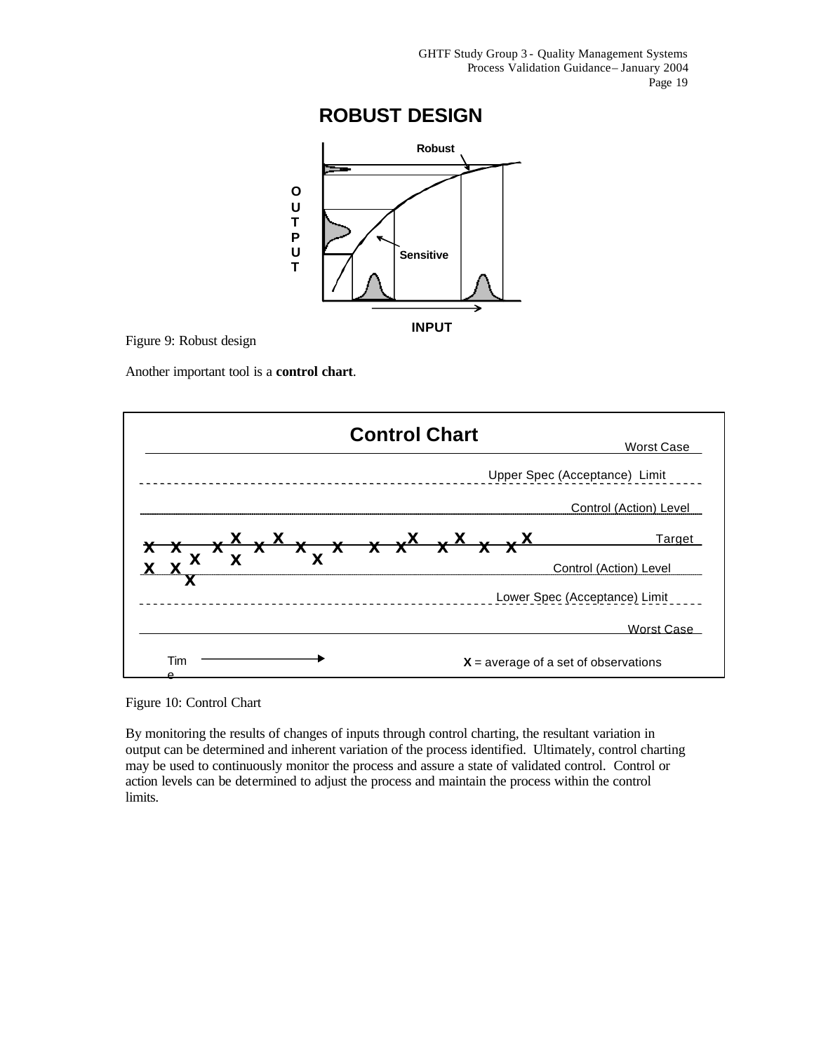Figure 9: Robust design

Another important tool is a **control chart**.

Figure 10: Control Chart

By monitoring the results of changes of inputs through control charting, the resultant variation in output can be determined and inherent variation of the process identified. Ultimately, control charting may be used to continuously monitor the process and assure a state of validated control. Control or action levels can be determined to adjust the process and maintain the process within the control limits.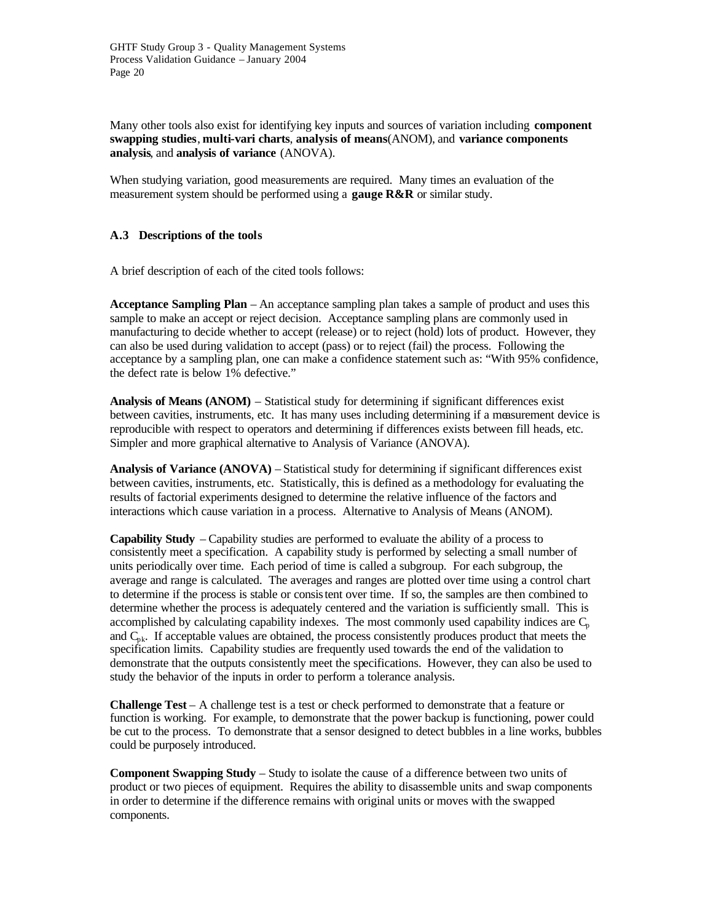Many other tools also exist for identifying key inputs and sources of variation including **component swapping studies**, **multi-vari charts**, **analysis of means**(ANOM), and **variance components analysis**, and **analysis of variance** (ANOVA).

When studying variation, good measurements are required. Many times an evaluation of the measurement system should be performed using a **gauge R&R** or similar study.

### A.3 Descriptions of the tools

A brief description of each of the cited tools follows:

**Acceptance Sampling Plan** – An acceptance sampling plan takes a sample of product and uses this sample to make an accept or reject decision. Acceptance sampling plans are commonly used in manufacturing to decide whether to accept (release) or to reject (hold) lots of product. However, they can also be used during validation to accept (pass) or to reject (fail) the process. Following the acceptance by a sampling plan, one can make a confidence statement such as: "With 95% confidence, the defect rate is below 1% defective."

**Analysis of Means (ANOM)** – Statistical study for determining if significant differences exist between cavities, instruments, etc. It has many uses including determining if a measurement device is reproducible with respect to operators and determining if differences exists between fill heads, etc. Simpler and more graphical alternative to Analysis of Variance (ANOVA).

**Analysis of Variance (ANOVA)** – Statistical study for determining if significant differences exist between cavities, instruments, etc. Statistically, this is defined as a methodology for evaluating the results of factorial experiments designed to determine the relative influence of the factors and interactions which cause variation in a process. Alternative to Analysis of Means (ANOM).

**Capability Study** – Capability studies are performed to evaluate the ability of a process to consistently meet a specification. A capability study is performed by selecting a small number of units periodically over time. Each period of time is called a subgroup. For each subgroup, the average and range is calculated. The averages and ranges are plotted over time using a control chart to determine if the process is stable or consistent over time. If so, the samples are then combined to determine whether the process is adequately centered and the variation is sufficiently small. This is accomplished by calculating capability indexes. The most commonly used capability indices are $C_p$ and $C_{pk}$. If acceptable values are obtained, the process consistently produces product that meets the specification limits. Capability studies are frequently used towards the end of the validation to demonstrate that the outputs consistently meet the specifications. However, they can also be used to study the behavior of the inputs in order to perform a tolerance analysis.

**Challenge Test** – A challenge test is a test or check performed to demonstrate that a feature or function is working. For example, to demonstrate that the power backup is functioning, power could be cut to the process. To demonstrate that a sensor designed to detect bubbles in a line works, bubbles could be purposely introduced.

**Component Swapping Study** – Study to isolate the cause of a difference between two units of product or two pieces of equipment. Requires the ability to disassemble units and swap components in order to determine if the difference remains with original units or moves with the swapped components.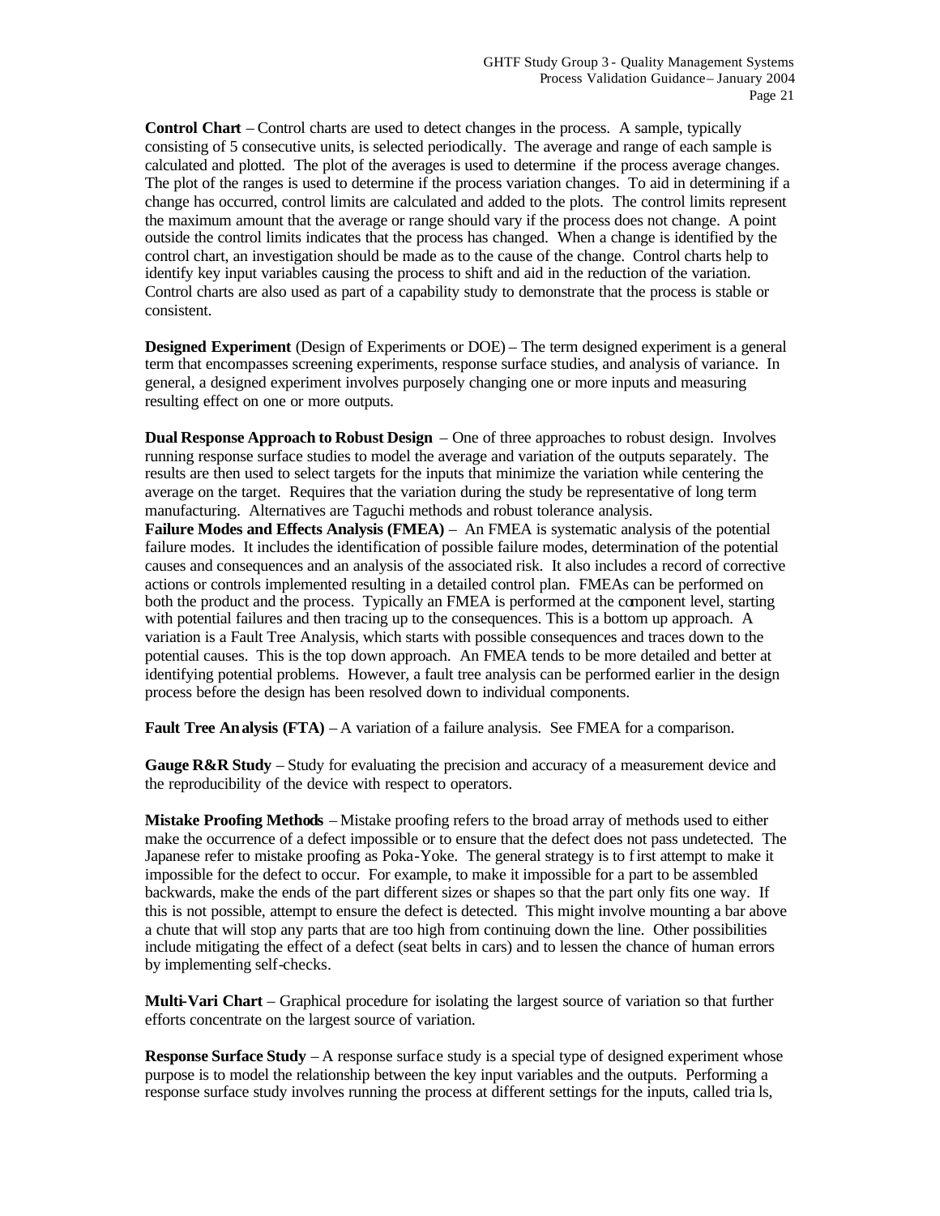**Control Chart** – Control charts are used to detect changes in the process. A sample, typically consisting of 5 consecutive units, is selected periodically. The average and range of each sample is calculated and plotted. The plot of the averages is used to determine if the process average changes. The plot of the ranges is used to determine if the process variation changes. To aid in determining if a change has occurred, control limits are calculated and added to the plots. The control limits represent the maximum amount that the average or range should vary if the process does not change. A point outside the control limits indicates that the process has changed. When a change is identified by the control chart, an investigation should be made as to the cause of the change. Control charts help to identify key input variables causing the process to shift and aid in the reduction of the variation. Control charts are also used as part of a capability study to demonstrate that the process is stable or consistent.

**Designed Experiment** (Design of Experiments or DOE) – The term designed experiment is a general term that encompasses screening experiments, response surface studies, and analysis of variance. In general, a designed experiment involves purposely changing one or more inputs and measuring resulting effect on one or more outputs.

**Dual Response Approach to Robust Design** – One of three approaches to robust design. Involves running response surface studies to model the average and variation of the outputs separately. The results are then used to select targets for the inputs that minimize the variation while centering the average on the target. Requires that the variation during the study be representative of long term manufacturing. Alternatives are Taguchi methods and robust tolerance analysis.

**Failure Modes and Effects Analysis (FMEA)** – An FMEA is systematic analysis of the potential failure modes. It includes the identification of possible failure modes, determination of the potential causes and consequences and an analysis of the associated risk. It also includes a record of corrective actions or controls implemented resulting in a detailed control plan. FMEAs can be performed on both the product and the process. Typically an FMEA is performed at the component level, starting with potential failures and then tracing up to the consequences. This is a bottom up approach. A variation is a Fault Tree Analysis, which starts with possible consequences and traces down to the potential causes. This is the top down approach. An FMEA tends to be more detailed and better at identifying potential problems. However, a fault tree analysis can be performed earlier in the design process before the design has been resolved down to individual components.

**Fault Tree Analysis (FTA)** – A variation of a failure analysis. See FMEA for a comparison.

**Gauge R&R Study** – Study for evaluating the precision and accuracy of a measurement device and the reproducibility of the device with respect to operators.

**Mistake Proofing Methods** – Mistake proofing refers to the broad array of methods used to either make the occurrence of a defect impossible or to ensure that the defect does not pass undetected. The Japanese refer to mistake proofing as Poka-Yoke. The general strategy is to first attempt to make it impossible for the defect to occur. For example, to make it impossible for a part to be assembled backwards, make the ends of the part different sizes or shapes so that the part only fits one way. If this is not possible, attempt to ensure the defect is detected. This might involve mounting a bar above a chute that will stop any parts that are too high from continuing down the line. Other possibilities include mitigating the effect of a defect (seat belts in cars) and to lessen the chance of human errors by implementing self-checks.

**Multi-Vari Chart** – Graphical procedure for isolating the largest source of variation so that further efforts concentrate on the largest source of variation.

**Response Surface Study** – A response surface study is a special type of designed experiment whose purpose is to model the relationship between the key input variables and the outputs. Performing a response surface study involves running the process at different settings for the inputs, called trials,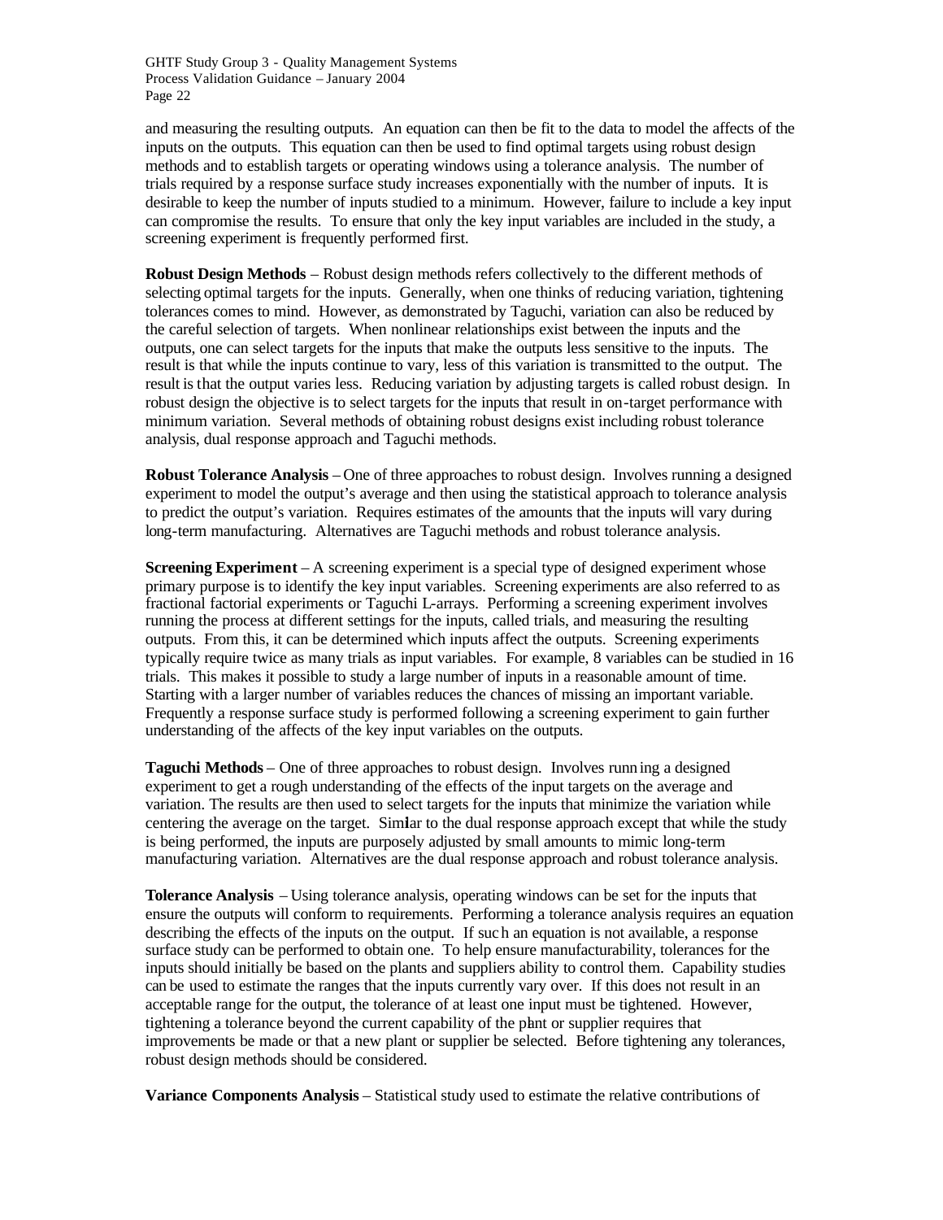and measuring the resulting outputs. An equation can then be fit to the data to model the affects of the inputs on the outputs. This equation can then be used to find optimal targets using robust design methods and to establish targets or operating windows using a tolerance analysis. The number of trials required by a response surface study increases exponentially with the number of inputs. It is desirable to keep the number of inputs studied to a minimum. However, failure to include a key input can compromise the results. To ensure that only the key input variables are included in the study, a screening experiment is frequently performed first.

**Robust Design Methods** – Robust design methods refers collectively to the different methods of selecting optimal targets for the inputs. Generally, when one thinks of reducing variation, tightening tolerances comes to mind. However, as demonstrated by Taguchi, variation can also be reduced by the careful selection of targets. When nonlinear relationships exist between the inputs and the outputs, one can select targets for the inputs that make the outputs less sensitive to the inputs. The result is that while the inputs continue to vary, less of this variation is transmitted to the output. The result is that the output varies less. Reducing variation by adjusting targets is called robust design. In robust design the objective is to select targets for the inputs that result in on-target performance with minimum variation. Several methods of obtaining robust designs exist including robust tolerance analysis, dual response approach and Taguchi methods.

**Robust Tolerance Analysis** – One of three approaches to robust design. Involves running a designed experiment to model the output's average and then using the statistical approach to tolerance analysis to predict the output's variation. Requires estimates of the amounts that the inputs will vary during long-term manufacturing. Alternatives are Taguchi methods and robust tolerance analysis.

**Screening Experiment** – A screening experiment is a special type of designed experiment whose primary purpose is to identify the key input variables. Screening experiments are also referred to as fractional factorial experiments or Taguchi L-arrays. Performing a screening experiment involves running the process at different settings for the inputs, called trials, and measuring the resulting outputs. From this, it can be determined which inputs affect the outputs. Screening experiments typically require twice as many trials as input variables. For example, 8 variables can be studied in 16 trials. This makes it possible to study a large number of inputs in a reasonable amount of time. Starting with a larger number of variables reduces the chances of missing an important variable. Frequently a response surface study is performed following a screening experiment to gain further understanding of the affects of the key input variables on the outputs.

**Taguchi Methods** – One of three approaches to robust design. Involves running a designed experiment to get a rough understanding of the effects of the input targets on the average and variation. The results are then used to select targets for the inputs that minimize the variation while centering the average on the target. Similar to the dual response approach except that while the study is being performed, the inputs are purposely adjusted by small amounts to mimic long-term manufacturing variation. Alternatives are the dual response approach and robust tolerance analysis.

**Tolerance Analysis** – Using tolerance analysis, operating windows can be set for the inputs that ensure the outputs will conform to requirements. Performing a tolerance analysis requires an equation describing the effects of the inputs on the output. If such an equation is not available, a response surface study can be performed to obtain one. To help ensure manufacturability, tolerances for the inputs should initially be based on the plants and suppliers ability to control them. Capability studies can be used to estimate the ranges that the inputs currently vary over. If this does not result in an acceptable range for the output, the tolerance of at least one input must be tightened. However, tightening a tolerance beyond the current capability of the plant or supplier requires that improvements be made or that a new plant or supplier be selected. Before tightening any tolerances, robust design methods should be considered.

**Variance Components Analysis** – Statistical study used to estimate the relative contributions of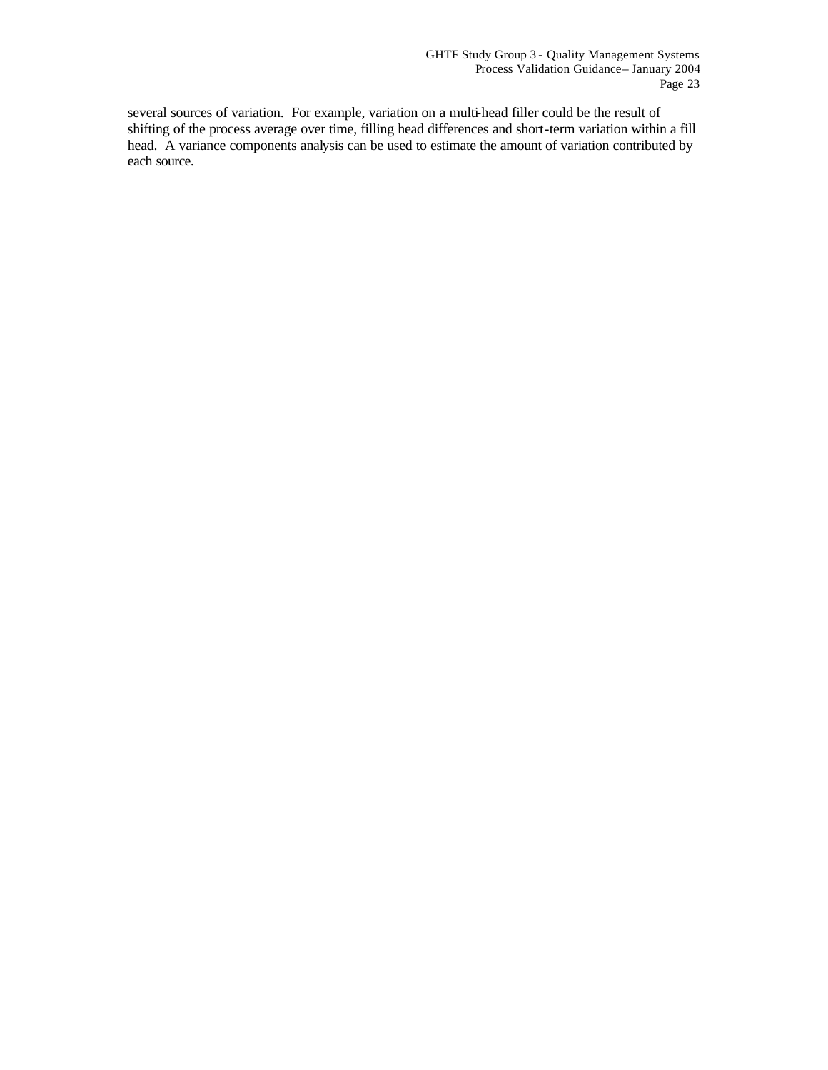several sources of variation. For example, variation on a multi-head filler could be the result of shifting of the process average over time, filling head differences and short-term variation within a fill head. A variance components analysis can be used to estimate the amount of variation contributed by each source.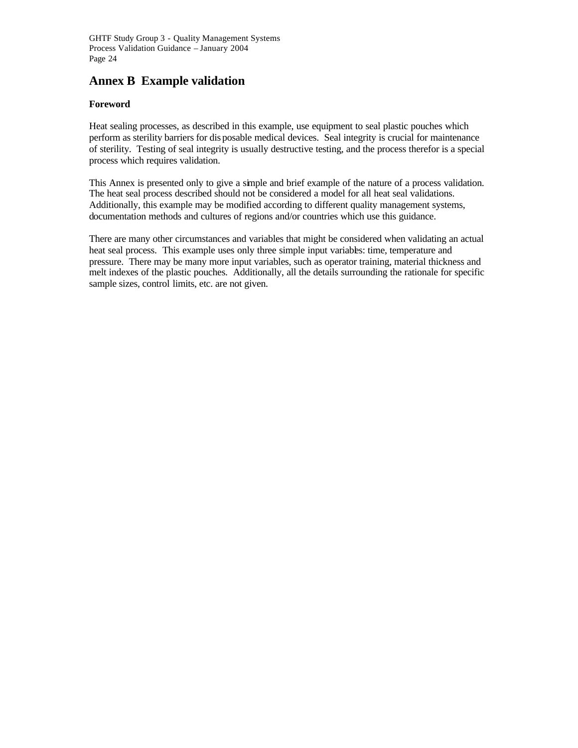# Annex B Example validation

**Foreword**

Heat sealing processes, as described in this example, use equipment to seal plastic pouches which perform as sterility barriers for disposable medical devices. Seal integrity is crucial for maintenance of sterility. Testing of seal integrity is usually destructive testing, and the process therefor is a special process which requires validation.

This Annex is presented only to give a simple and brief example of the nature of a process validation. The heat seal process described should not be considered a model for all heat seal validations. Additionally, this example may be modified according to different quality management systems, documentation methods and cultures of regions and/or countries which use this guidance.

There are many other circumstances and variables that might be considered when validating an actual heat seal process. This example uses only three simple input variables: time, temperature and pressure. There may be many more input variables, such as operator training, material thickness and melt indexes of the plastic pouches. Additionally, all the details surrounding the rationale for specific sample sizes, control limits, etc. are not given.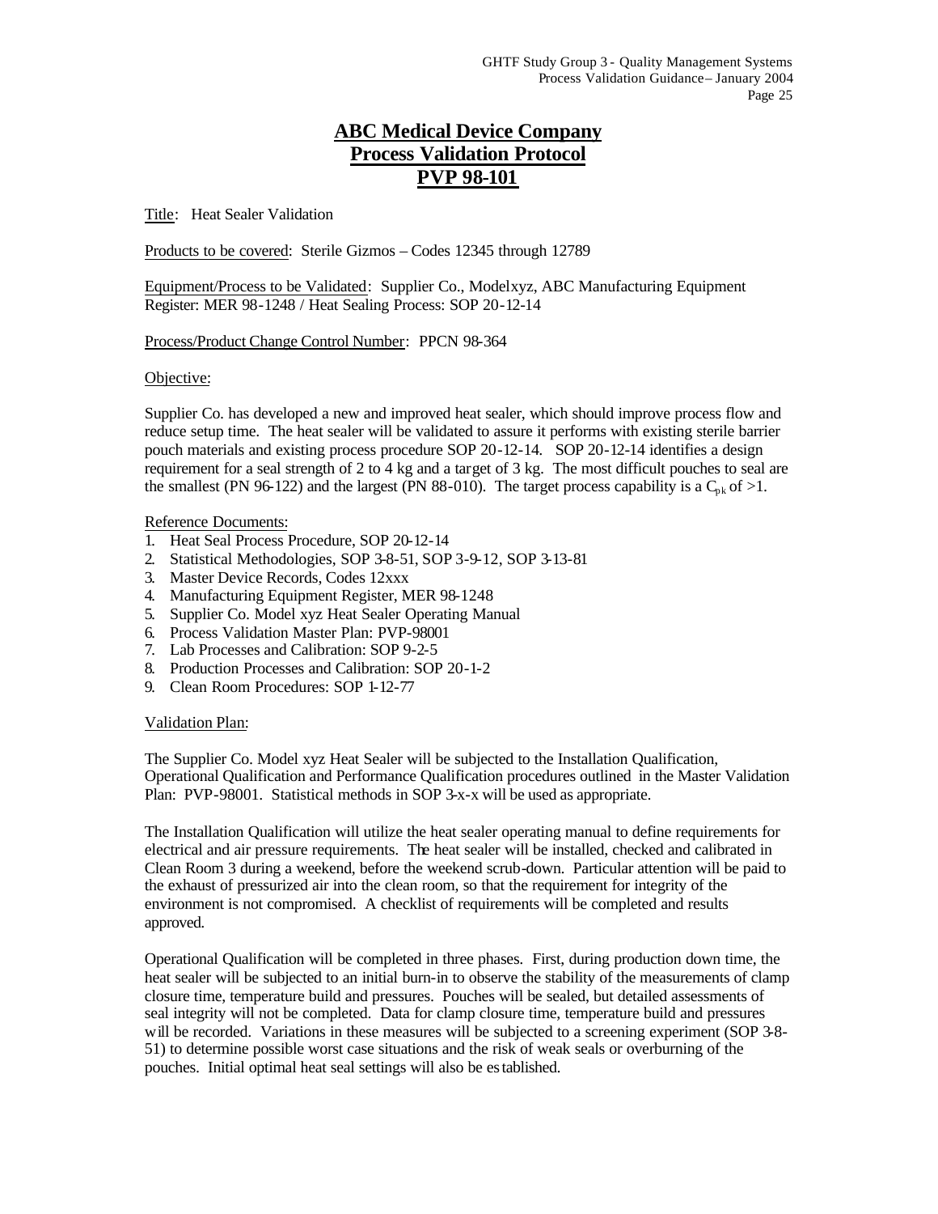# ABC Medical Device Company
# Process Validation Protocol
# PVP 98-101

Title: Heat Sealer Validation

Products to be covered: Sterile Gizmos – Codes 12345 through 12789

Equipment/Process to be Validated: Supplier Co., Modelxyz, ABC Manufacturing Equipment Register: MER 98-1248 / Heat Sealing Process: SOP 20-12-14

Process/Product Change Control Number: PPCN 98-364

Objective:

Supplier Co. has developed a new and improved heat sealer, which should improve process flow and reduce setup time. The heat sealer will be validated to assure it performs with existing sterile barrier pouch materials and existing process procedure SOP 20-12-14. SOP 20-12-14 identifies a design requirement for a seal strength of 2 to 4 kg and a target of 3 kg. The most difficult pouches to seal are the smallest (PN 96-122) and the largest (PN 88-010). The target process capability is a $C_{pk}$ of >1.

Reference Documents:

1. Heat Seal Process Procedure, SOP 20-12-14
2. Statistical Methodologies, SOP 3-8-51, SOP 3-9-12, SOP 3-13-81
3. Master Device Records, Codes 12xxx
4. Manufacturing Equipment Register, MER 98-1248
5. Supplier Co. Model xyz Heat Sealer Operating Manual
6. Process Validation Master Plan: PVP-98001
7. Lab Processes and Calibration: SOP 9-2-5
8. Production Processes and Calibration: SOP 20-1-2
9. Clean Room Procedures: SOP 1-12-77

Validation Plan:

The Supplier Co. Model xyz Heat Sealer will be subjected to the Installation Qualification, Operational Qualification and Performance Qualification procedures outlined in the Master Validation Plan: PVP-98001. Statistical methods in SOP 3-x-x will be used as appropriate.

The Installation Qualification will utilize the heat sealer operating manual to define requirements for electrical and air pressure requirements. The heat sealer will be installed, checked and calibrated in Clean Room 3 during a weekend, before the weekend scrub-down. Particular attention will be paid to the exhaust of pressurized air into the clean room, so that the requirement for integrity of the environment is not compromised. A checklist of requirements will be completed and results approved.

Operational Qualification will be completed in three phases. First, during production down time, the heat sealer will be subjected to an initial burn-in to observe the stability of the measurements of clamp closure time, temperature build and pressures. Pouches will be sealed, but detailed assessments of seal integrity will not be completed. Data for clamp closure time, temperature build and pressures will be recorded. Variations in these measures will be subjected to a screening experiment (SOP 3-8-51) to determine possible worst case situations and the risk of weak seals or overburning of the pouches. Initial optimal heat seal settings will also be established.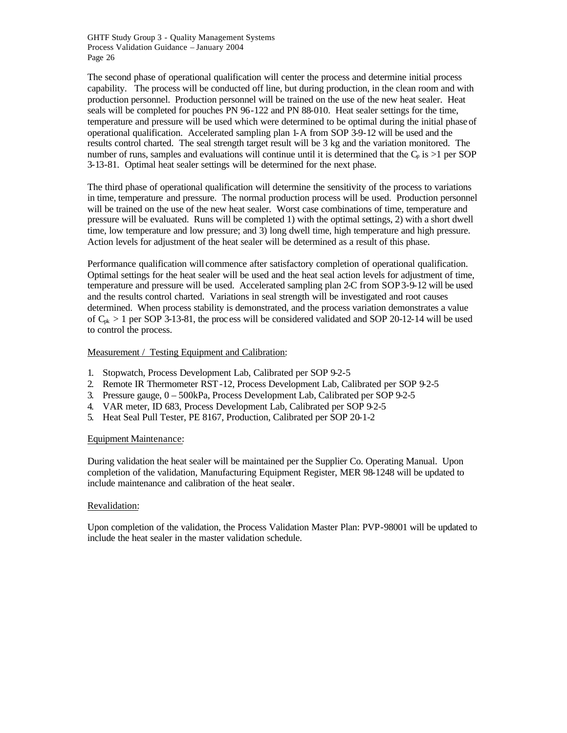The second phase of operational qualification will center the process and determine initial process capability. The process will be conducted off line, but during production, in the clean room and with production personnel. Production personnel will be trained on the use of the new heat sealer. Heat seals will be completed for pouches PN 96-122 and PN 88-010. Heat sealer settings for the time, temperature and pressure will be used which were determined to be optimal during the initial phase of operational qualification. Accelerated sampling plan 1-A from SOP 3-9-12 will be used and the results control charted. The seal strength target result will be 3 kg and the variation monitored. The number of runs, samples and evaluations will continue until it is determined that the $C_p$ is >1 per SOP 3-13-81. Optimal heat sealer settings will be determined for the next phase.

The third phase of operational qualification will determine the sensitivity of the process to variations in time, temperature and pressure. The normal production process will be used. Production personnel will be trained on the use of the new heat sealer. Worst case combinations of time, temperature and pressure will be evaluated. Runs will be completed 1) with the optimal settings, 2) with a short dwell time, low temperature and low pressure; and 3) long dwell time, high temperature and high pressure. Action levels for adjustment of the heat sealer will be determined as a result of this phase.

Performance qualification will commence after satisfactory completion of operational qualification. Optimal settings for the heat sealer will be used and the heat seal action levels for adjustment of time, temperature and pressure will be used. Accelerated sampling plan 2-C from SOP 3-9-12 will be used and the results control charted. Variations in seal strength will be investigated and root causes determined. When process stability is demonstrated, and the process variation demonstrates a value of $C_{pk} > 1$ per SOP 3-13-81, the process will be considered validated and SOP 20-12-14 will be used to control the process.

Measurement / Testing Equipment and Calibration:

1. Stopwatch, Process Development Lab, Calibrated per SOP 9-2-5
2. Remote IR Thermometer RST-12, Process Development Lab, Calibrated per SOP 9-2-5
3. Pressure gauge, 0 – 500kPa, Process Development Lab, Calibrated per SOP 9-2-5
4. VAR meter, ID 683, Process Development Lab, Calibrated per SOP 9-2-5
5. Heat Seal Pull Tester, PE 8167, Production, Calibrated per SOP 20-1-2

Equipment Maintenance:

During validation the heat sealer will be maintained per the Supplier Co. Operating Manual. Upon completion of the validation, Manufacturing Equipment Register, MER 98-1248 will be updated to include maintenance and calibration of the heat sealer.

Revalidation:

Upon completion of the validation, the Process Validation Master Plan: PVP-98001 will be updated to include the heat sealer in the master validation schedule.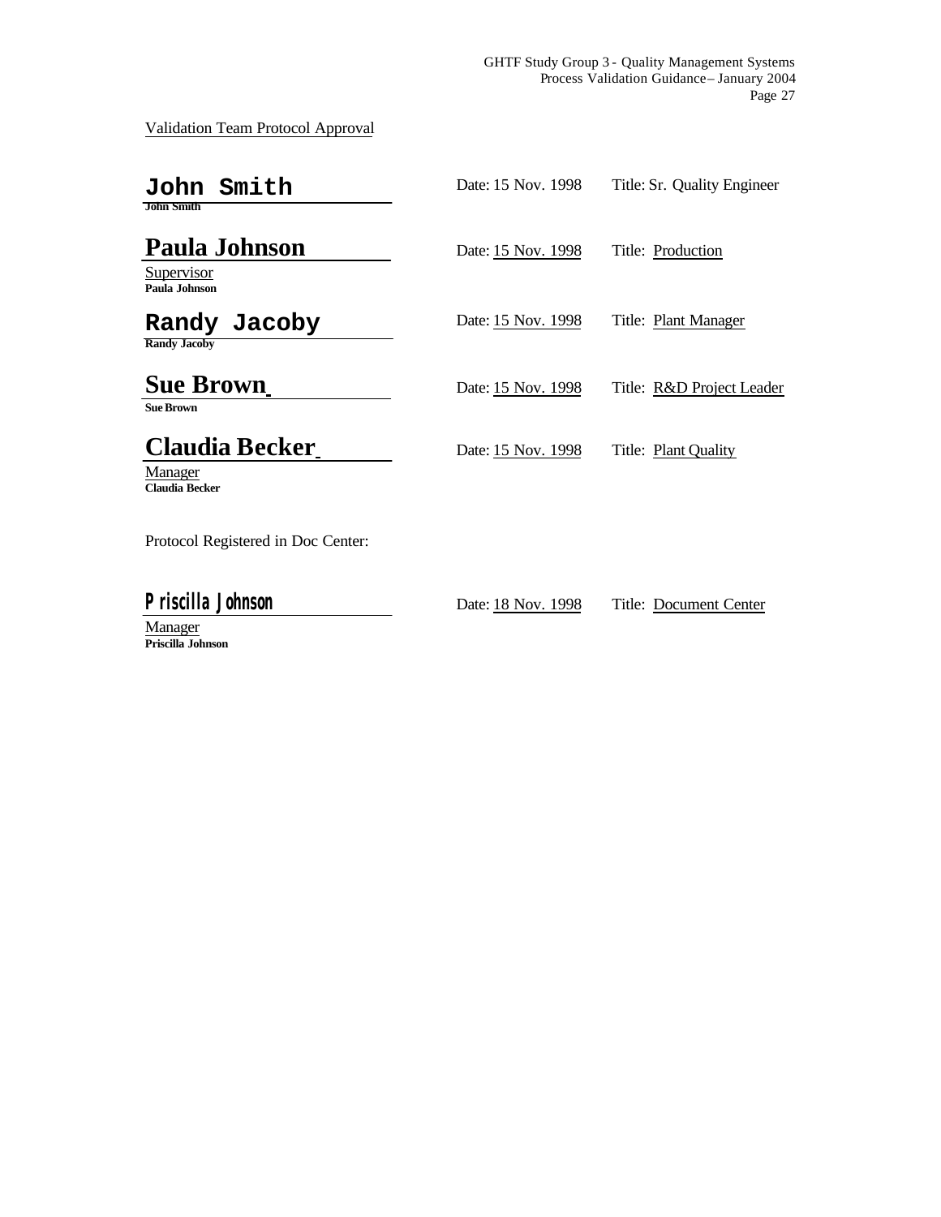Validation Team Protocol Approval

**John Smith**
John Smith

Date: 15 Nov. 1998 Title: Sr. Quality Engineer

**Paula Johnson**
Supervisor
Paula Johnson

Date: 15 Nov. 1998 Title: Production

**Randy Jacoby**
Randy Jacoby

Date: 15 Nov. 1998 Title: Plant Manager

**Sue Brown**
Sue Brown

Date: 15 Nov. 1998 Title: R&D Project Leader

**Claudia Becker**
Manager
Claudia Becker

Date: 15 Nov. 1998 Title: Plant Quality

Protocol Registered in Doc Center:

**Priscilla Johnson**
Manager
Priscilla Johnson

Date: 18 Nov. 1998 Title: Document Center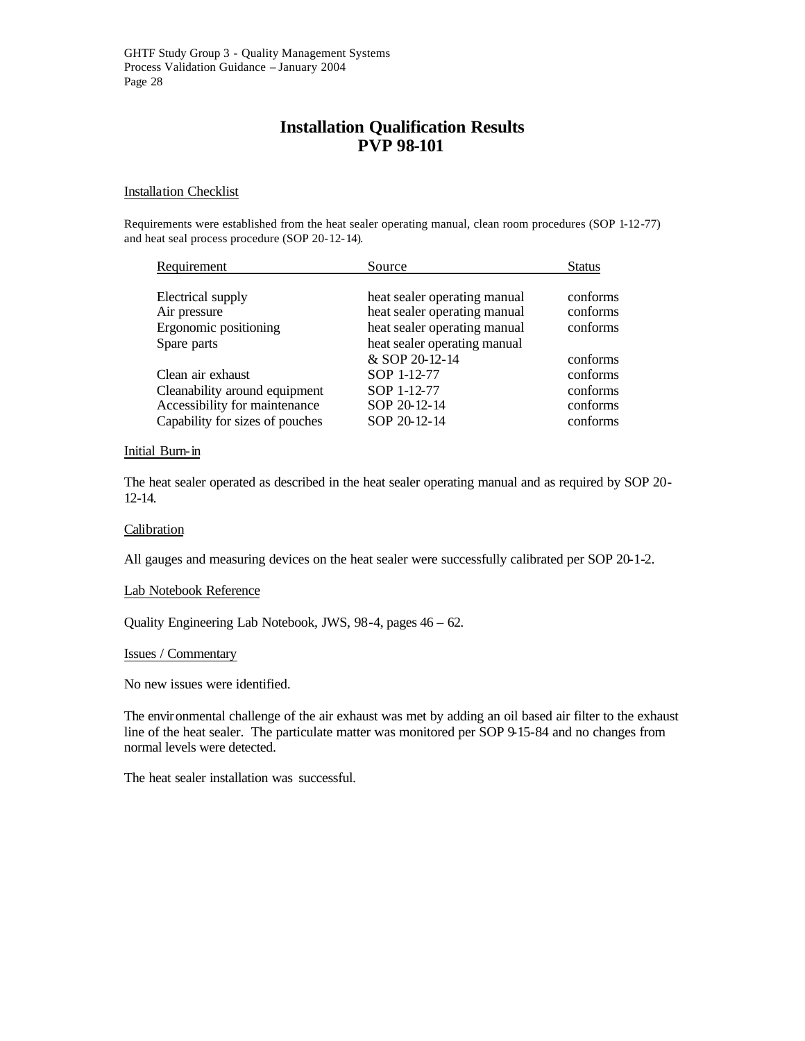# Installation Qualification Results
# PVP 98-101

Installation Checklist

Requirements were established from the heat sealer operating manual, clean room procedures (SOP 1-12-77) and heat seal process procedure (SOP 20-12-14).

| Requirement | Source | Status |
|---|---|---|
| Electrical supply | heat sealer operating manual | conforms |
| Air pressure | heat sealer operating manual | conforms |
| Ergonomic positioning | heat sealer operating manual | conforms |
| Spare parts | heat sealer operating manual & SOP 20-12-14 | conforms |
| Clean air exhaust | SOP 1-12-77 | conforms |
| Cleanability around equipment | SOP 1-12-77 | conforms |
| Accessibility for maintenance | SOP 20-12-14 | conforms |
| Capability for sizes of pouches | SOP 20-12-14 | conforms |

Initial Burn-in

The heat sealer operated as described in the heat sealer operating manual and as required by SOP 20-12-14.

Calibration

All gauges and measuring devices on the heat sealer were successfully calibrated per SOP 20-1-2.

Lab Notebook Reference

Quality Engineering Lab Notebook, JWS, 98-4, pages 46 – 62.

Issues / Commentary

No new issues were identified.

The environmental challenge of the air exhaust was met by adding an oil based air filter to the exhaust line of the heat sealer. The particulate matter was monitored per SOP 9-15-84 and no changes from normal levels were detected.

The heat sealer installation was successful.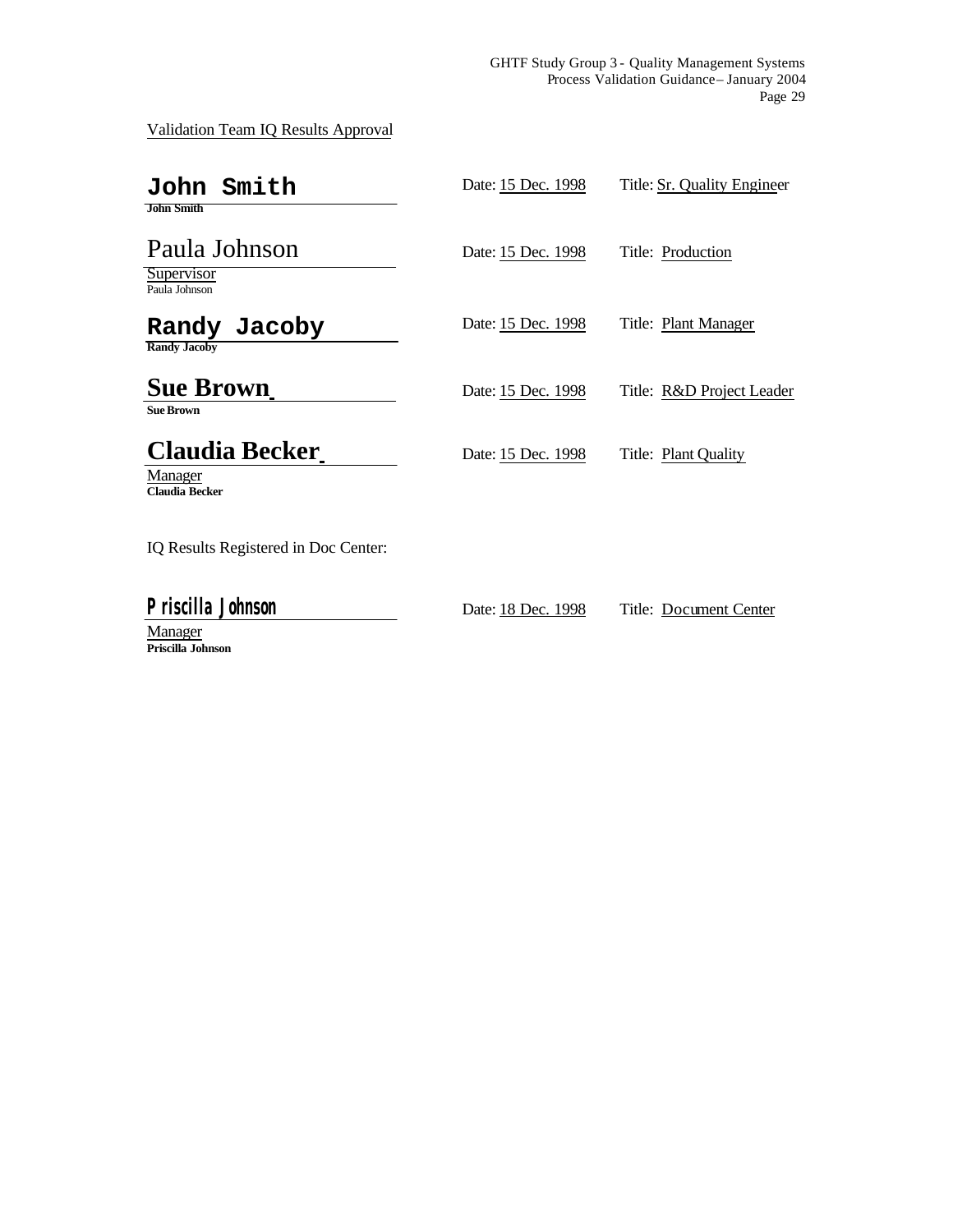Validation Team IQ Results Approval

| Signature | Date | Title |
|---|---|---|
| **John Smith**<br>John Smith | Date: 15 Dec. 1998 | Title: Sr. Quality Engineer |
| Paula Johnson<br>Supervisor<br>Paula Johnson | Date: 15 Dec. 1998 | Title: Production |
| **Randy Jacoby**<br>Randy Jacoby | Date: 15 Dec. 1998 | Title: Plant Manager |
| **Sue Brown**<br>Sue Brown | Date: 15 Dec. 1998 | Title: R&D Project Leader |
| **Claudia Becker**<br>Manager<br>Claudia Becker | Date: 15 Dec. 1998 | Title: Plant Quality |

IQ Results Registered in Doc Center:

| Signature | Date | Title |
|---|---|---|
| **Priscilla Johnson**<br>Manager<br>Priscilla Johnson | Date: 18 Dec. 1998 | Title: Document Center |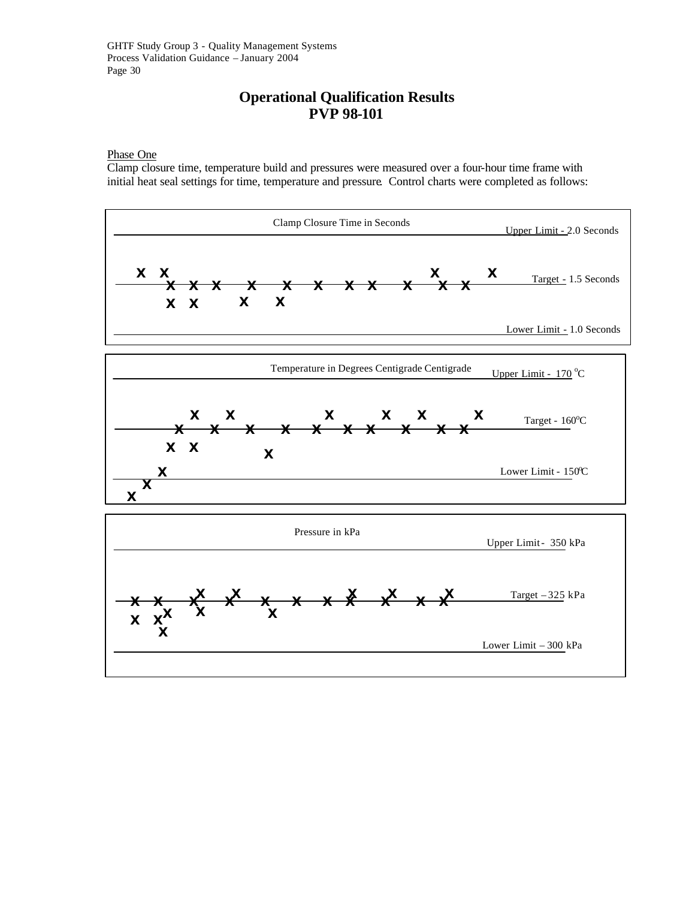# Operational Qualification Results
# PVP 98-101

Phase One

Clamp closure time, temperature build and pressures were measured over a four-hour time frame with initial heat seal settings for time, temperature and pressure. Control charts were completed as follows:

Clamp Closure Time in Seconds

Upper Limit - 2.0 Seconds

Target - 1.5 Seconds

Lower Limit - 1.0 Seconds

Temperature in Degrees Centigrade Centigrade

Upper Limit - 170 °C

Target - 160°C

Lower Limit - 150°C

Pressure in kPa

Upper Limit - 350 kPa

Target – 325 kPa

Lower Limit – 300 kPa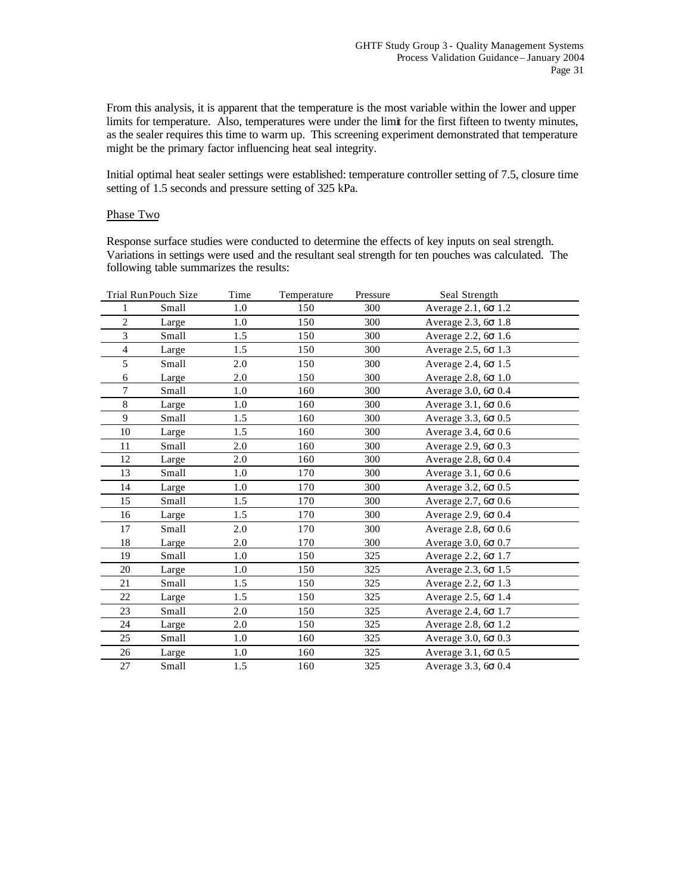From this analysis, it is apparent that the temperature is the most variable within the lower and upper limits for temperature. Also, temperatures were under the limit for the first fifteen to twenty minutes, as the sealer requires this time to warm up. This screening experiment demonstrated that temperature might be the primary factor influencing heat seal integrity.

Initial optimal heat sealer settings were established: temperature controller setting of 7.5, closure time setting of 1.5 seconds and pressure setting of 325 kPa.

Phase Two

Response surface studies were conducted to determine the effects of key inputs on seal strength. Variations in settings were used and the resultant seal strength for ten pouches was calculated. The following table summarizes the results:

| Trial Run | Pouch Size | Time | Temperature | Pressure | Seal Strength |
|---|---|---|---|---|---|
| 1 | Small | 1.0 | 150 | 300 | Average 2.1, 6σ 1.2 |
| 2 | Large | 1.0 | 150 | 300 | Average 2.3, 6σ 1.8 |
| 3 | Small | 1.5 | 150 | 300 | Average 2.2, 6σ 1.6 |
| 4 | Large | 1.5 | 150 | 300 | Average 2.5, 6σ 1.3 |
| 5 | Small | 2.0 | 150 | 300 | Average 2.4, 6σ 1.5 |
| 6 | Large | 2.0 | 150 | 300 | Average 2.8, 6σ 1.0 |
| 7 | Small | 1.0 | 160 | 300 | Average 3.0, 6σ 0.4 |
| 8 | Large | 1.0 | 160 | 300 | Average 3.1, 6σ 0.6 |
| 9 | Small | 1.5 | 160 | 300 | Average 3.3, 6σ 0.5 |
| 10 | Large | 1.5 | 160 | 300 | Average 3.4, 6σ 0.6 |
| 11 | Small | 2.0 | 160 | 300 | Average 2.9, 6σ 0.3 |
| 12 | Large | 2.0 | 160 | 300 | Average 2.8, 6σ 0.4 |
| 13 | Small | 1.0 | 170 | 300 | Average 3.1, 6σ 0.6 |
| 14 | Large | 1.0 | 170 | 300 | Average 3.2, 6σ 0.5 |
| 15 | Small | 1.5 | 170 | 300 | Average 2.7, 6σ 0.6 |
| 16 | Large | 1.5 | 170 | 300 | Average 2.9, 6σ 0.4 |
| 17 | Small | 2.0 | 170 | 300 | Average 2.8, 6σ 0.6 |
| 18 | Large | 2.0 | 170 | 300 | Average 3.0, 6σ 0.7 |
| 19 | Small | 1.0 | 150 | 325 | Average 2.2, 6σ 1.7 |
| 20 | Large | 1.0 | 150 | 325 | Average 2.3, 6σ 1.5 |
| 21 | Small | 1.5 | 150 | 325 | Average 2.2, 6σ 1.3 |
| 22 | Large | 1.5 | 150 | 325 | Average 2.5, 6σ 1.4 |
| 23 | Small | 2.0 | 150 | 325 | Average 2.4, 6σ 1.7 |
| 24 | Large | 2.0 | 150 | 325 | Average 2.8, 6σ 1.2 |
| 25 | Small | 1.0 | 160 | 325 | Average 3.0, 6σ 0.3 |
| 26 | Large | 1.0 | 160 | 325 | Average 3.1, 6σ 0.5 |
| 27 | Small | 1.5 | 160 | 325 | Average 3.3, 6σ 0.4 |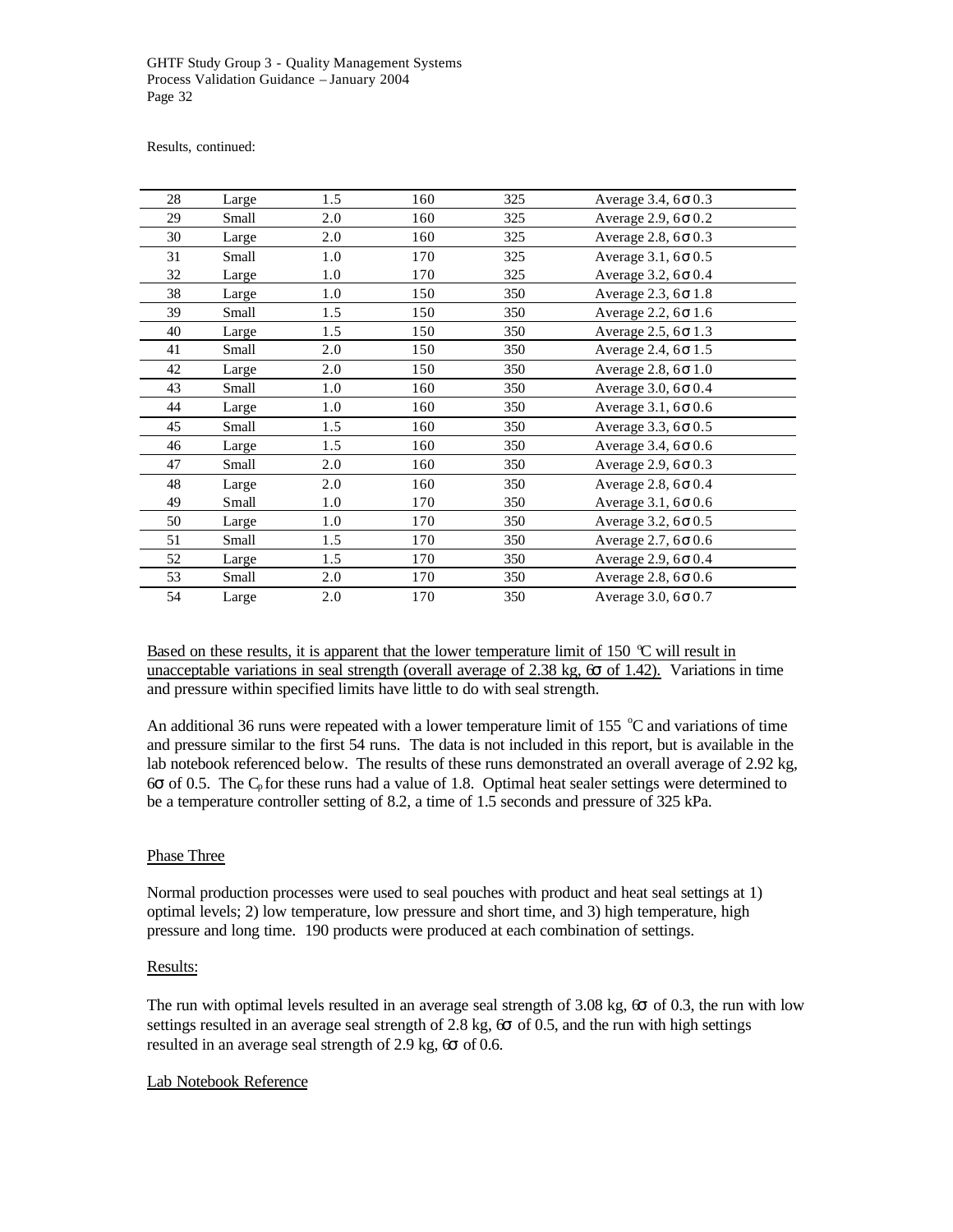Results, continued:

| | | | | | |
|---|---|---|---|---|---|
| 28 | Large | 1.5 | 160 | 325 | Average 3.4, 6σ 0.3 |
| 29 | Small | 2.0 | 160 | 325 | Average 2.9, 6σ 0.2 |
| 30 | Large | 2.0 | 160 | 325 | Average 2.8, 6σ 0.3 |
| 31 | Small | 1.0 | 170 | 325 | Average 3.1, 6σ 0.5 |
| 32 | Large | 1.0 | 170 | 325 | Average 3.2, 6σ 0.4 |
| 38 | Large | 1.0 | 150 | 350 | Average 2.3, 6σ 1.8 |
| 39 | Small | 1.5 | 150 | 350 | Average 2.2, 6σ 1.6 |
| 40 | Large | 1.5 | 150 | 350 | Average 2.5, 6σ 1.3 |
| 41 | Small | 2.0 | 150 | 350 | Average 2.4, 6σ 1.5 |
| 42 | Large | 2.0 | 150 | 350 | Average 2.8, 6σ 1.0 |
| 43 | Small | 1.0 | 160 | 350 | Average 3.0, 6σ 0.4 |
| 44 | Large | 1.0 | 160 | 350 | Average 3.1, 6σ 0.6 |
| 45 | Small | 1.5 | 160 | 350 | Average 3.3, 6σ 0.5 |
| 46 | Large | 1.5 | 160 | 350 | Average 3.4, 6σ 0.6 |
| 47 | Small | 2.0 | 160 | 350 | Average 2.9, 6σ 0.3 |
| 48 | Large | 2.0 | 160 | 350 | Average 2.8, 6σ 0.4 |
| 49 | Small | 1.0 | 170 | 350 | Average 3.1, 6σ 0.6 |
| 50 | Large | 1.0 | 170 | 350 | Average 3.2, 6σ 0.5 |
| 51 | Small | 1.5 | 170 | 350 | Average 2.7, 6σ 0.6 |
| 52 | Large | 1.5 | 170 | 350 | Average 2.9, 6σ 0.4 |
| 53 | Small | 2.0 | 170 | 350 | Average 2.8, 6σ 0.6 |
| 54 | Large | 2.0 | 170 | 350 | Average 3.0, 6σ 0.7 |

Based on these results, it is apparent that the lower temperature limit of 150 °C will result in unacceptable variations in seal strength (overall average of 2.38 kg, 6σ of 1.42). Variations in time and pressure within specified limits have little to do with seal strength.

An additional 36 runs were repeated with a lower temperature limit of 155 °C and variations of time and pressure similar to the first 54 runs. The data is not included in this report, but is available in the lab notebook referenced below. The results of these runs demonstrated an overall average of 2.92 kg, 6σ of 0.5. The $C_p$ for these runs had a value of 1.8. Optimal heat sealer settings were determined to be a temperature controller setting of 8.2, a time of 1.5 seconds and pressure of 325 kPa.

Phase Three

Normal production processes were used to seal pouches with product and heat seal settings at 1) optimal levels; 2) low temperature, low pressure and short time, and 3) high temperature, high pressure and long time. 190 products were produced at each combination of settings.

Results:

The run with optimal levels resulted in an average seal strength of 3.08 kg, 6σ of 0.3, the run with low settings resulted in an average seal strength of 2.8 kg, 6σ of 0.5, and the run with high settings resulted in an average seal strength of 2.9 kg, 6σ of 0.6.

Lab Notebook Reference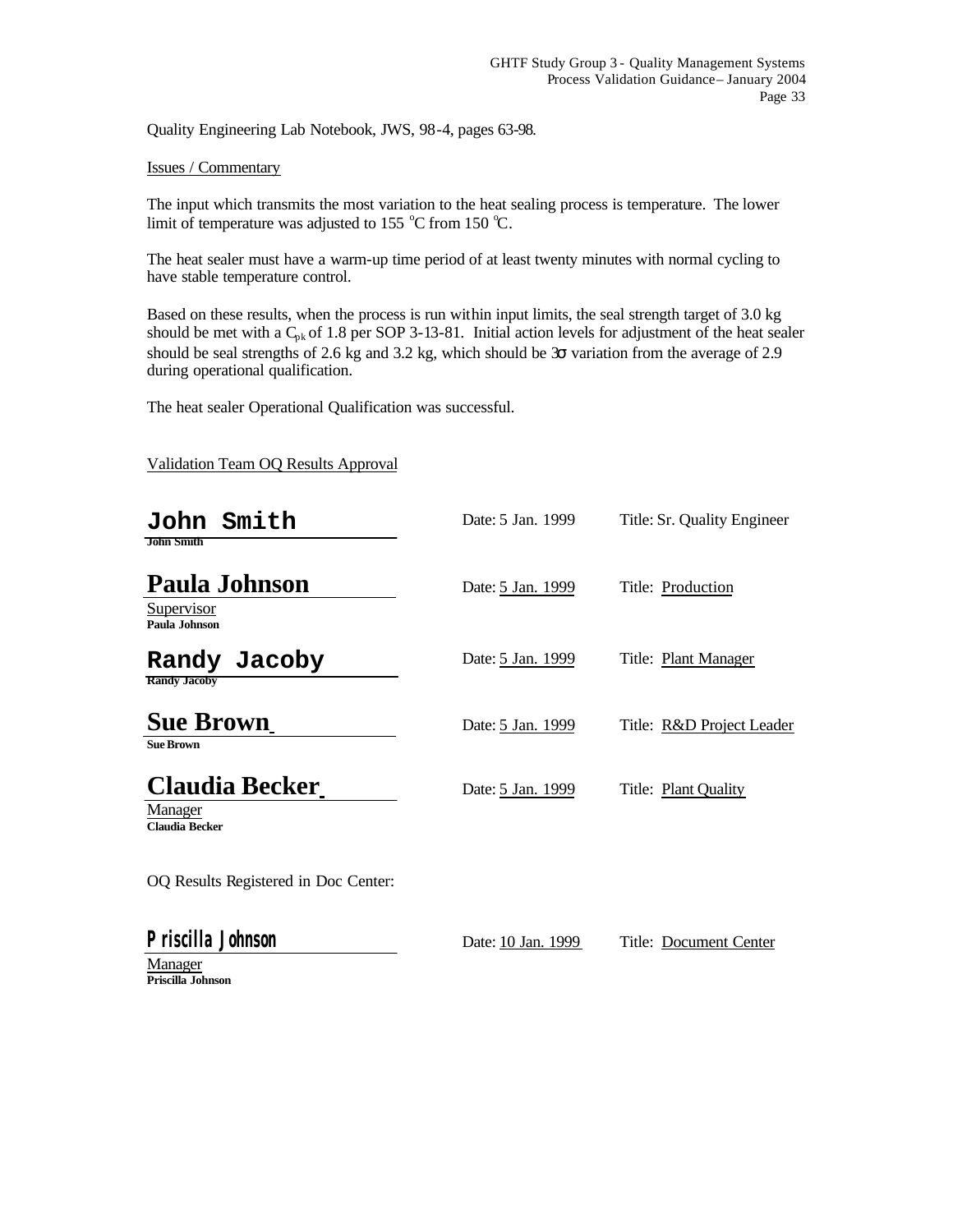Quality Engineering Lab Notebook, JWS, 98-4, pages 63-98.

Issues / Commentary

The input which transmits the most variation to the heat sealing process is temperature. The lower limit of temperature was adjusted to 155 $^{o}$C from 150 $^{o}$C.

The heat sealer must have a warm-up time period of at least twenty minutes with normal cycling to have stable temperature control.

Based on these results, when the process is run within input limits, the seal strength target of 3.0 kg should be met with a $C_{pk}$ of 1.8 per SOP 3-13-81. Initial action levels for adjustment of the heat sealer should be seal strengths of 2.6 kg and 3.2 kg, which should be $3\sigma$ variation from the average of 2.9 during operational qualification.

The heat sealer Operational Qualification was successful.

Validation Team OQ Results Approval

**John Smith**
John Smith — Date: 5 Jan. 1999 — Title: Sr. Quality Engineer

**Paula Johnson**
Paula Johnson — Date: 5 Jan. 1999 — Title: Production Supervisor

**Randy Jacoby**
Randy Jacoby — Date: 5 Jan. 1999 — Title: Plant Manager

**Sue Brown**
Sue Brown — Date: 5 Jan. 1999 — Title: R&D Project Leader

**Claudia Becker**
Claudia Becker — Date: 5 Jan. 1999 — Title: Plant Quality Manager

OQ Results Registered in Doc Center:

**Priscilla Johnson**
Priscilla Johnson — Date: 10 Jan. 1999 — Title: Document Center Manager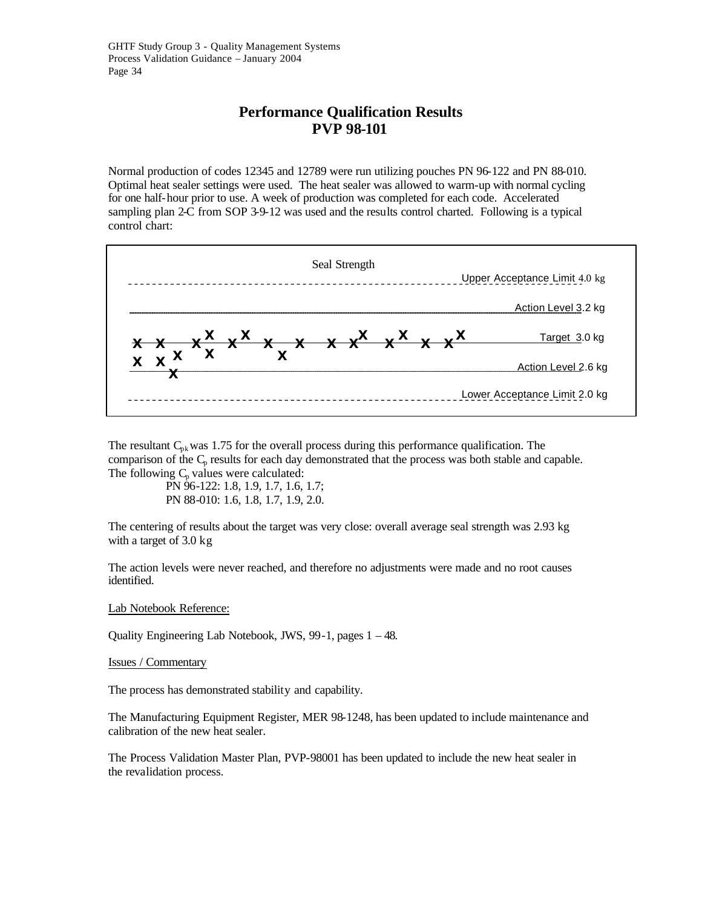# Performance Qualification Results
# PVP 98-101

Normal production of codes 12345 and 12789 were run utilizing pouches PN 96-122 and PN 88-010. Optimal heat sealer settings were used. The heat sealer was allowed to warm-up with normal cycling for one half-hour prior to use. A week of production was completed for each code. Accelerated sampling plan 2-C from SOP 3-9-12 was used and the results control charted. Following is a typical control chart:

Seal Strength

- Upper Acceptance Limit 4.0 kg
- Action Level 3.2 kg
- Target 3.0 kg
- Action Level 2.6 kg
- Lower Acceptance Limit 2.0 kg

The resultant $C_{pk}$ was 1.75 for the overall process during this performance qualification. The comparison of the $C_p$ results for each day demonstrated that the process was both stable and capable. The following $C_p$ values were calculated:

PN 96-122: 1.8, 1.9, 1.7, 1.6, 1.7;
PN 88-010: 1.6, 1.8, 1.7, 1.9, 2.0.

The centering of results about the target was very close: overall average seal strength was 2.93 kg with a target of 3.0 kg

The action levels were never reached, and therefore no adjustments were made and no root causes identified.

Lab Notebook Reference:

Quality Engineering Lab Notebook, JWS, 99-1, pages 1 – 48.

Issues / Commentary

The process has demonstrated stability and capability.

The Manufacturing Equipment Register, MER 98-1248, has been updated to include maintenance and calibration of the new heat sealer.

The Process Validation Master Plan, PVP-98001 has been updated to include the new heat sealer in the revalidation process.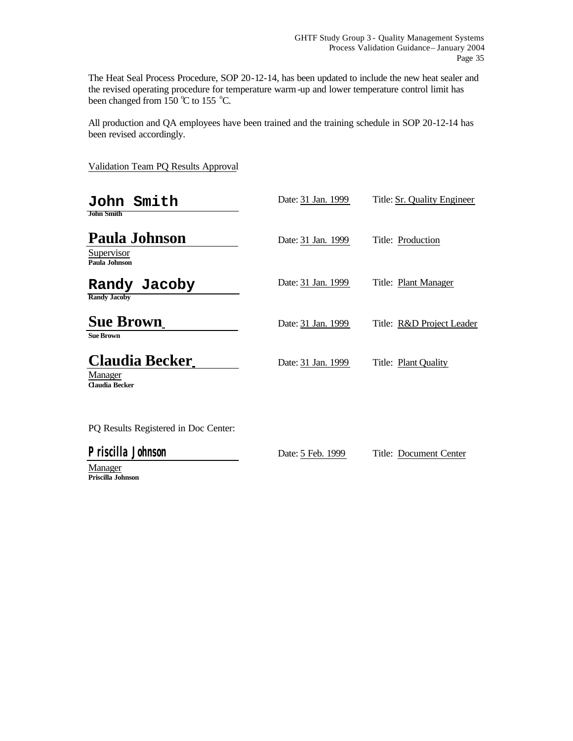The Heat Seal Process Procedure, SOP 20-12-14, has been updated to include the new heat sealer and the revised operating procedure for temperature warm-up and lower temperature control limit has been changed from 150 °C to 155 °C.

All production and QA employees have been trained and the training schedule in SOP 20-12-14 has been revised accordingly.

Validation Team PQ Results Approval

| Signature | Date | Title |
|---|---|---|
| John Smith<br>John Smith | Date: 31 Jan. 1999 | Title: Sr. Quality Engineer |
| Paula Johnson<br>Paula Johnson | Date: 31 Jan. 1999 | Title: Production Supervisor |
| Randy Jacoby<br>Randy Jacoby | Date: 31 Jan. 1999 | Title: Plant Manager |
| Sue Brown<br>Sue Brown | Date: 31 Jan. 1999 | Title: R&D Project Leader |
| Claudia Becker<br>Claudia Becker | Date: 31 Jan. 1999 | Title: Plant Quality Manager |

PQ Results Registered in Doc Center:

| Signature | Date | Title |
|---|---|---|
| Priscilla Johnson<br>Priscilla Johnson | Date: 5 Feb. 1999 | Title: Document Center Manager |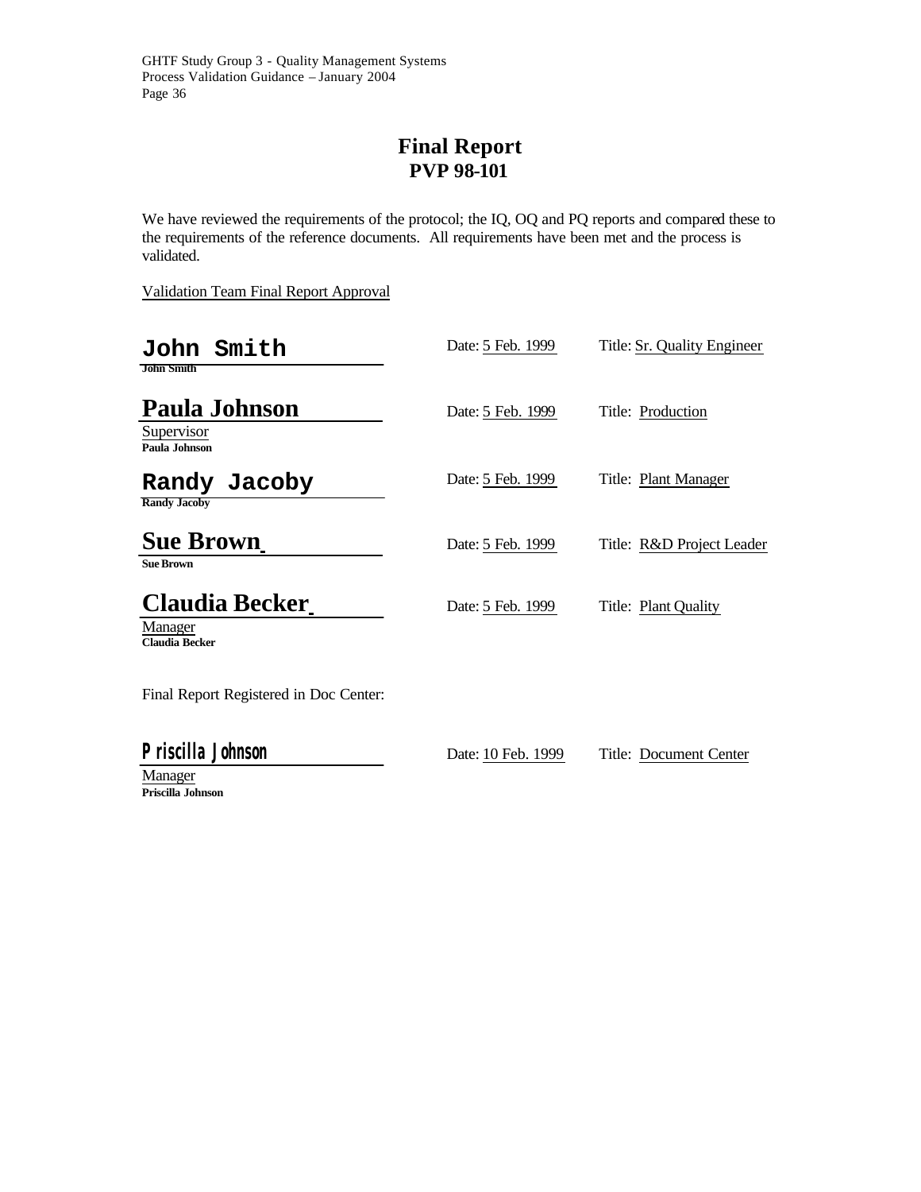# Final Report
## PVP 98-101

We have reviewed the requirements of the protocol; the IQ, OQ and PQ reports and compared these to the requirements of the reference documents. All requirements have been met and the process is validated.

Validation Team Final Report Approval

John Smith
John Smith — Date: 5 Feb. 1999 — Title: Sr. Quality Engineer

Paula Johnson
Paula Johnson — Date: 5 Feb. 1999 — Title: Production Supervisor

Randy Jacoby
Randy Jacoby — Date: 5 Feb. 1999 — Title: Plant Manager

Sue Brown
Sue Brown — Date: 5 Feb. 1999 — Title: R&D Project Leader

Claudia Becker
Claudia Becker — Date: 5 Feb. 1999 — Title: Plant Quality Manager

Final Report Registered in Doc Center:

Priscilla Johnson
Priscilla Johnson — Date: 10 Feb. 1999 — Title: Document Center Manager